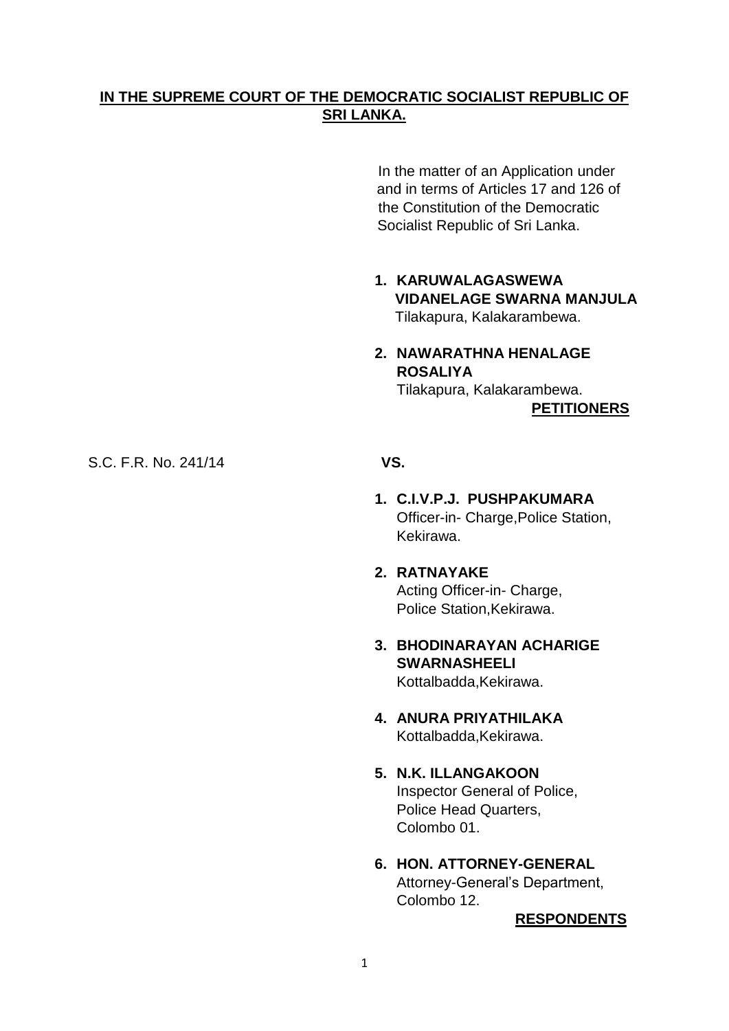**IN THE SUPREME COURT OF THE DEMOCRATIC SOCIALIST REPUBLIC OF SRI LANKA.**

In the matter of an Application under and in terms of Articles 17 and 126 of the Constitution of the Democratic Socialist Republic of Sri Lanka.

1. **KARUWALAGASWEWA VIDANELAGE SWARNA MANJULA**
   Tilakapura, Kalakarambewa.

2. **NAWARATHNA HENALAGE ROSALIYA**
   Tilakapura, Kalakarambewa.

**PETITIONERS**

S.C. F.R. No. 241/14

**VS.**

1. **C.I.V.P.J. PUSHPAKUMARA**
   Officer-in- Charge,Police Station, Kekirawa.

2. **RATNAYAKE**
   Acting Officer-in- Charge, Police Station,Kekirawa.

3. **BHODINARAYAN ACHARIGE SWARNASHEELI**
   Kottalbadda,Kekirawa.

4. **ANURA PRIYATHILAKA**
   Kottalbadda,Kekirawa.

5. **N.K. ILLANGAKOON**
   Inspector General of Police, Police Head Quarters, Colombo 01.

6. **HON. ATTORNEY-GENERAL**
   Attorney-General's Department, Colombo 12.

**RESPONDENTS**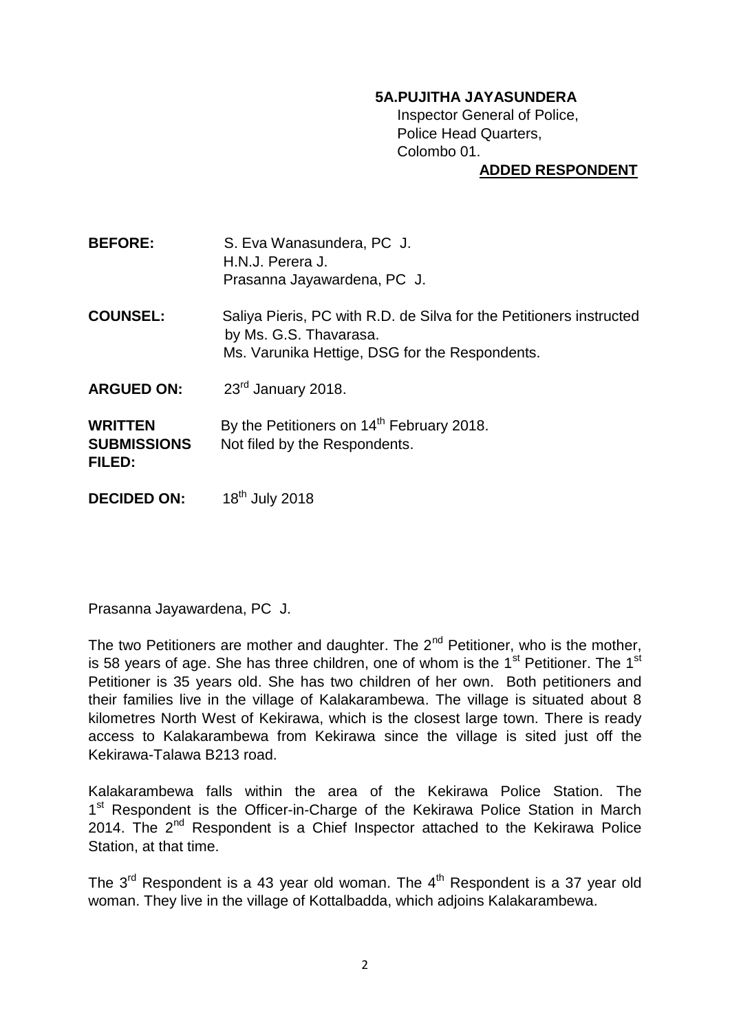**5A.PUJITHA JAYASUNDERA**
Inspector General of Police,
Police Head Quarters,
Colombo 01.

**ADDED RESPONDENT**

**BEFORE:** S. Eva Wanasundera, PC J.
H.N.J. Perera J.
Prasanna Jayawardena, PC J.

**COUNSEL:** Saliya Pieris, PC with R.D. de Silva for the Petitioners instructed by Ms. G.S. Thavarasa.
Ms. Varunika Hettige, DSG for the Respondents.

**ARGUED ON:** 23rd January 2018.

**WRITTEN SUBMISSIONS FILED:** By the Petitioners on 14th February 2018.
Not filed by the Respondents.

**DECIDED ON:** 18th July 2018

Prasanna Jayawardena, PC J.

The two Petitioners are mother and daughter. The 2nd Petitioner, who is the mother, is 58 years of age. She has three children, one of whom is the 1st Petitioner. The 1st Petitioner is 35 years old. She has two children of her own. Both petitioners and their families live in the village of Kalakarambewa. The village is situated about 8 kilometres North West of Kekirawa, which is the closest large town. There is ready access to Kalakarambewa from Kekirawa since the village is sited just off the Kekirawa-Talawa B213 road.

Kalakarambewa falls within the area of the Kekirawa Police Station. The 1st Respondent is the Officer-in-Charge of the Kekirawa Police Station in March 2014. The 2nd Respondent is a Chief Inspector attached to the Kekirawa Police Station, at that time.

The 3rd Respondent is a 43 year old woman. The 4th Respondent is a 37 year old woman. They live in the village of Kottalbadda, which adjoins Kalakarambewa.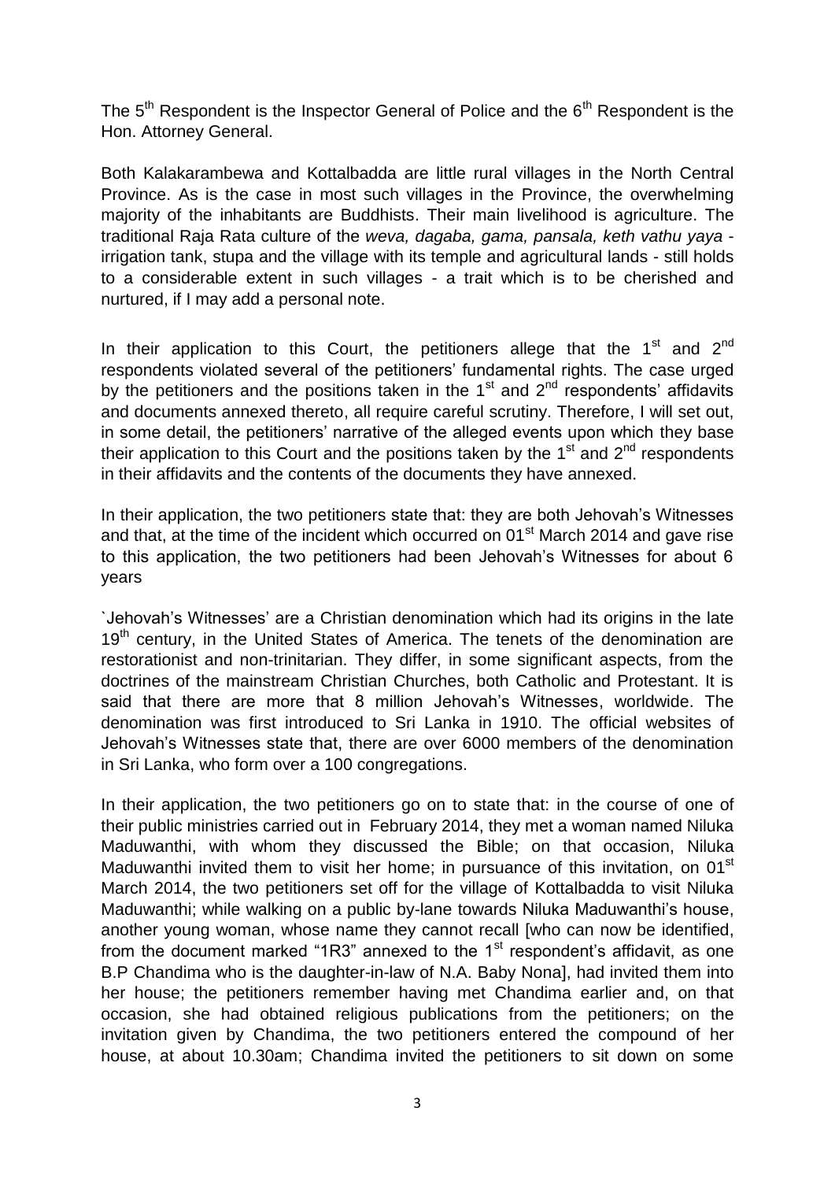The 5th Respondent is the Inspector General of Police and the 6th Respondent is the Hon. Attorney General.

Both Kalakarambewa and Kottalbadda are little rural villages in the North Central Province. As is the case in most such villages in the Province, the overwhelming majority of the inhabitants are Buddhists. Their main livelihood is agriculture. The traditional Raja Rata culture of the *weva, dagaba, gama, pansala, keth vathu yaya* - irrigation tank, stupa and the village with its temple and agricultural lands - still holds to a considerable extent in such villages - a trait which is to be cherished and nurtured, if I may add a personal note.

In their application to this Court, the petitioners allege that the 1st and 2nd respondents violated several of the petitioners' fundamental rights. The case urged by the petitioners and the positions taken in the 1st and 2nd respondents' affidavits and documents annexed thereto, all require careful scrutiny. Therefore, I will set out, in some detail, the petitioners' narrative of the alleged events upon which they base their application to this Court and the positions taken by the 1st and 2nd respondents in their affidavits and the contents of the documents they have annexed.

In their application, the two petitioners state that: they are both Jehovah's Witnesses and that, at the time of the incident which occurred on 01st March 2014 and gave rise to this application, the two petitioners had been Jehovah's Witnesses for about 6 years

`Jehovah's Witnesses' are a Christian denomination which had its origins in the late 19th century, in the United States of America. The tenets of the denomination are restorationist and non-trinitarian. They differ, in some significant aspects, from the doctrines of the mainstream Christian Churches, both Catholic and Protestant. It is said that there are more that 8 million Jehovah's Witnesses, worldwide. The denomination was first introduced to Sri Lanka in 1910. The official websites of Jehovah's Witnesses state that, there are over 6000 members of the denomination in Sri Lanka, who form over a 100 congregations.

In their application, the two petitioners go on to state that: in the course of one of their public ministries carried out in February 2014, they met a woman named Niluka Maduwanthi, with whom they discussed the Bible; on that occasion, Niluka Maduwanthi invited them to visit her home; in pursuance of this invitation, on 01st March 2014, the two petitioners set off for the village of Kottalbadda to visit Niluka Maduwanthi; while walking on a public by-lane towards Niluka Maduwanthi's house, another young woman, whose name they cannot recall [who can now be identified, from the document marked "1R3" annexed to the 1st respondent's affidavit, as one B.P Chandima who is the daughter-in-law of N.A. Baby Nona], had invited them into her house; the petitioners remember having met Chandima earlier and, on that occasion, she had obtained religious publications from the petitioners; on the invitation given by Chandima, the two petitioners entered the compound of her house, at about 10.30am; Chandima invited the petitioners to sit down on some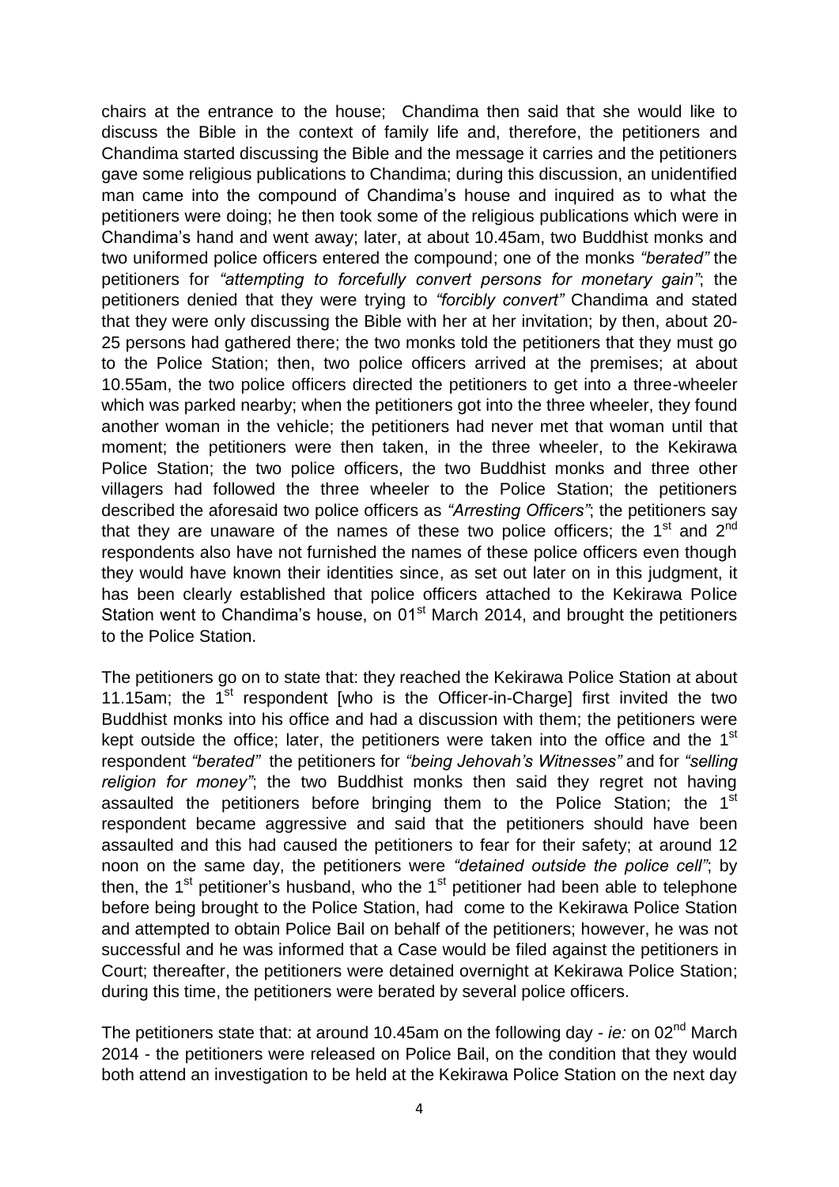chairs at the entrance to the house; Chandima then said that she would like to discuss the Bible in the context of family life and, therefore, the petitioners and Chandima started discussing the Bible and the message it carries and the petitioners gave some religious publications to Chandima; during this discussion, an unidentified man came into the compound of Chandima's house and inquired as to what the petitioners were doing; he then took some of the religious publications which were in Chandima's hand and went away; later, at about 10.45am, two Buddhist monks and two uniformed police officers entered the compound; one of the monks *"berated"* the petitioners for *"attempting to forcefully convert persons for monetary gain"*; the petitioners denied that they were trying to *"forcibly convert"* Chandima and stated that they were only discussing the Bible with her at her invitation; by then, about 20-25 persons had gathered there; the two monks told the petitioners that they must go to the Police Station; then, two police officers arrived at the premises; at about 10.55am, the two police officers directed the petitioners to get into a three-wheeler which was parked nearby; when the petitioners got into the three wheeler, they found another woman in the vehicle; the petitioners had never met that woman until that moment; the petitioners were then taken, in the three wheeler, to the Kekirawa Police Station; the two police officers, the two Buddhist monks and three other villagers had followed the three wheeler to the Police Station; the petitioners described the aforesaid two police officers as *"Arresting Officers"*; the petitioners say that they are unaware of the names of these two police officers; the 1st and 2nd respondents also have not furnished the names of these police officers even though they would have known their identities since, as set out later on in this judgment, it has been clearly established that police officers attached to the Kekirawa Police Station went to Chandima's house, on 01st March 2014, and brought the petitioners to the Police Station.

The petitioners go on to state that: they reached the Kekirawa Police Station at about 11.15am; the 1st respondent [who is the Officer-in-Charge] first invited the two Buddhist monks into his office and had a discussion with them; the petitioners were kept outside the office; later, the petitioners were taken into the office and the 1st respondent *"berated"* the petitioners for *"being Jehovah's Witnesses"* and for *"selling religion for money"*; the two Buddhist monks then said they regret not having assaulted the petitioners before bringing them to the Police Station; the 1st respondent became aggressive and said that the petitioners should have been assaulted and this had caused the petitioners to fear for their safety; at around 12 noon on the same day, the petitioners were *"detained outside the police cell"*; by then, the 1st petitioner's husband, who the 1st petitioner had been able to telephone before being brought to the Police Station, had come to the Kekirawa Police Station and attempted to obtain Police Bail on behalf of the petitioners; however, he was not successful and he was informed that a Case would be filed against the petitioners in Court; thereafter, the petitioners were detained overnight at Kekirawa Police Station; during this time, the petitioners were berated by several police officers.

The petitioners state that: at around 10.45am on the following day - *ie:* on 02nd March 2014 - the petitioners were released on Police Bail, on the condition that they would both attend an investigation to be held at the Kekirawa Police Station on the next day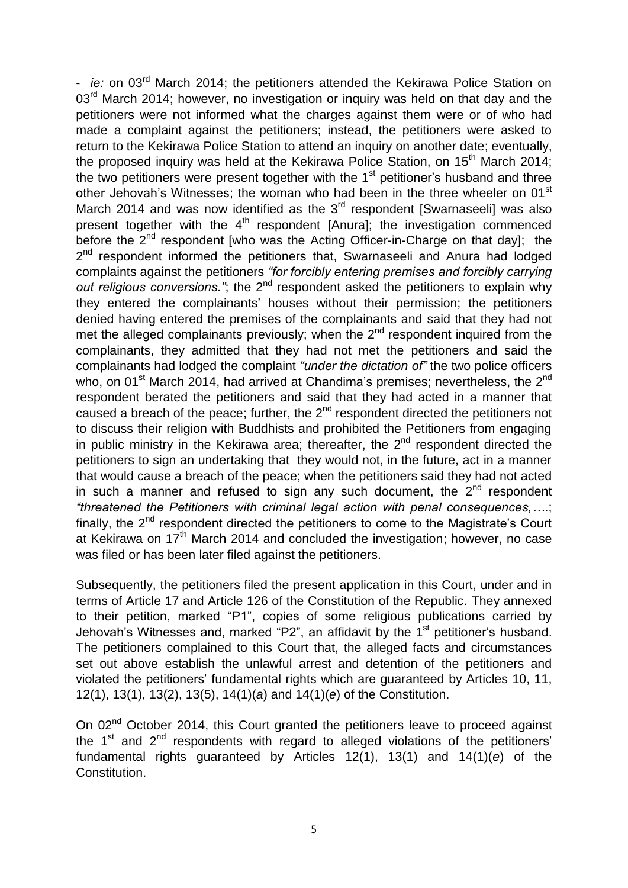- *ie:* on 03rd March 2014; the petitioners attended the Kekirawa Police Station on 03rd March 2014; however, no investigation or inquiry was held on that day and the petitioners were not informed what the charges against them were or of who had made a complaint against the petitioners; instead, the petitioners were asked to return to the Kekirawa Police Station to attend an inquiry on another date; eventually, the proposed inquiry was held at the Kekirawa Police Station, on 15th March 2014; the two petitioners were present together with the 1st petitioner's husband and three other Jehovah's Witnesses; the woman who had been in the three wheeler on 01st March 2014 and was now identified as the 3rd respondent [Swarnaseeli] was also present together with the 4th respondent [Anura]; the investigation commenced before the 2nd respondent [who was the Acting Officer-in-Charge on that day]; the 2nd respondent informed the petitioners that, Swarnaseeli and Anura had lodged complaints against the petitioners *"for forcibly entering premises and forcibly carrying out religious conversions."*; the 2nd respondent asked the petitioners to explain why they entered the complainants' houses without their permission; the petitioners denied having entered the premises of the complainants and said that they had not met the alleged complainants previously; when the 2nd respondent inquired from the complainants, they admitted that they had not met the petitioners and said the complainants had lodged the complaint *"under the dictation of"* the two police officers who, on 01st March 2014, had arrived at Chandima's premises; nevertheless, the 2nd respondent berated the petitioners and said that they had acted in a manner that caused a breach of the peace; further, the 2nd respondent directed the petitioners not to discuss their religion with Buddhists and prohibited the Petitioners from engaging in public ministry in the Kekirawa area; thereafter, the 2nd respondent directed the petitioners to sign an undertaking that they would not, in the future, act in a manner that would cause a breach of the peace; when the petitioners said they had not acted in such a manner and refused to sign any such document, the 2nd respondent *"threatened the Petitioners with criminal legal action with penal consequences,….*; finally, the 2nd respondent directed the petitioners to come to the Magistrate's Court at Kekirawa on 17th March 2014 and concluded the investigation; however, no case was filed or has been later filed against the petitioners.

Subsequently, the petitioners filed the present application in this Court, under and in terms of Article 17 and Article 126 of the Constitution of the Republic. They annexed to their petition, marked "P1", copies of some religious publications carried by Jehovah's Witnesses and, marked "P2", an affidavit by the 1st petitioner's husband. The petitioners complained to this Court that, the alleged facts and circumstances set out above establish the unlawful arrest and detention of the petitioners and violated the petitioners' fundamental rights which are guaranteed by Articles 10, 11, 12(1), 13(1), 13(2), 13(5), 14(1)(*a*) and 14(1)(*e*) of the Constitution.

On 02nd October 2014, this Court granted the petitioners leave to proceed against the 1st and 2nd respondents with regard to alleged violations of the petitioners' fundamental rights guaranteed by Articles 12(1), 13(1) and 14(1)(*e*) of the Constitution.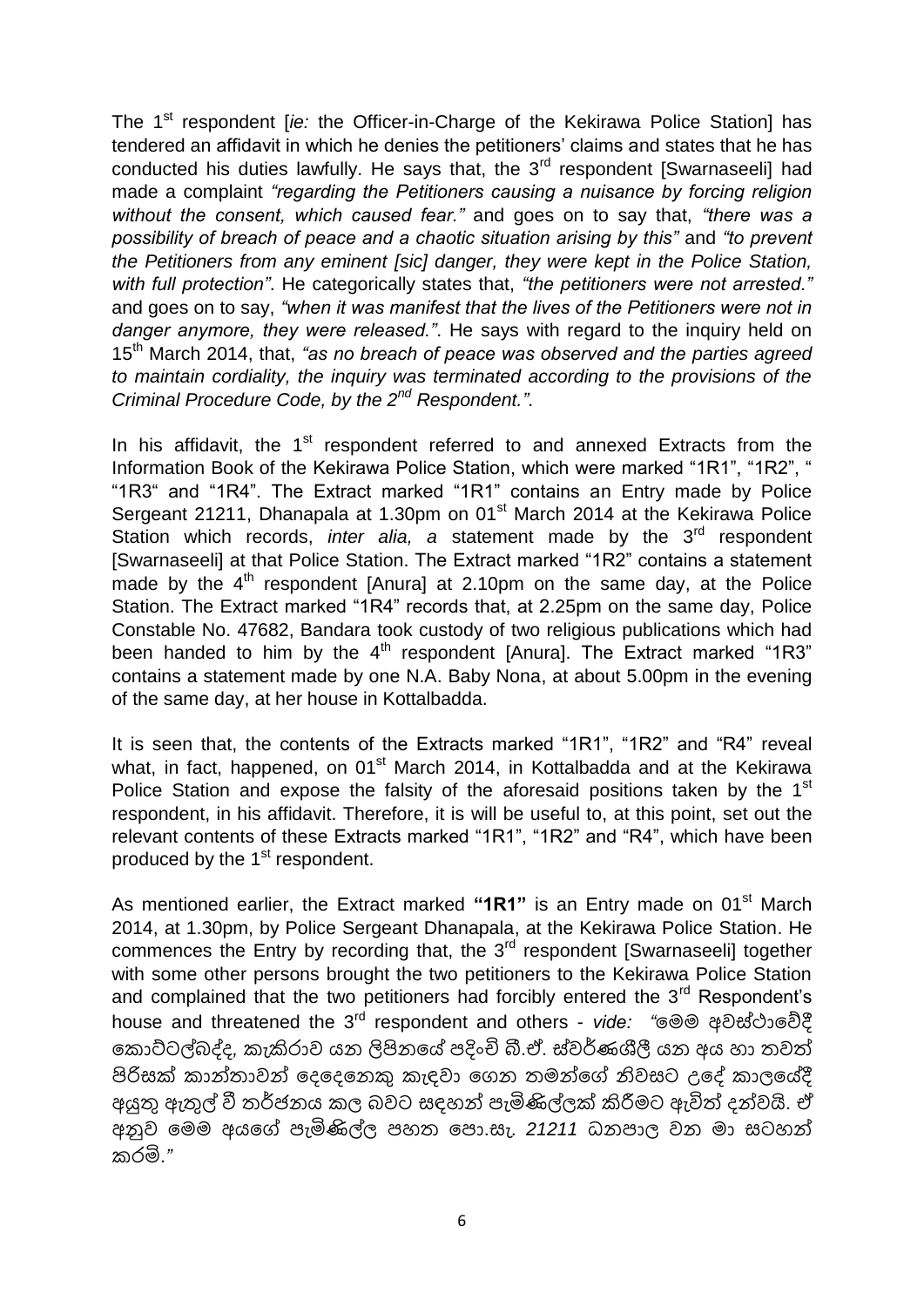The 1st respondent [*ie:* the Officer-in-Charge of the Kekirawa Police Station] has tendered an affidavit in which he denies the petitioners' claims and states that he has conducted his duties lawfully. He says that, the 3rd respondent [Swarnaseeli] had made a complaint *"regarding the Petitioners causing a nuisance by forcing religion without the consent, which caused fear."* and goes on to say that, *"there was a possibility of breach of peace and a chaotic situation arising by this"* and *"to prevent the Petitioners from any eminent [sic] danger, they were kept in the Police Station, with full protection"*. He categorically states that, *"the petitioners were not arrested."* and goes on to say, *"when it was manifest that the lives of the Petitioners were not in danger anymore, they were released."*. He says with regard to the inquiry held on 15th March 2014, that, *"as no breach of peace was observed and the parties agreed to maintain cordiality, the inquiry was terminated according to the provisions of the Criminal Procedure Code, by the 2nd Respondent."*.

In his affidavit, the 1st respondent referred to and annexed Extracts from the Information Book of the Kekirawa Police Station, which were marked "1R1", "1R2", " "1R3" and "1R4". The Extract marked "1R1" contains an Entry made by Police Sergeant 21211, Dhanapala at 1.30pm on 01st March 2014 at the Kekirawa Police Station which records, *inter alia, a* statement made by the 3rd respondent [Swarnaseeli] at that Police Station. The Extract marked "1R2" contains a statement made by the 4th respondent [Anura] at 2.10pm on the same day, at the Police Station. The Extract marked "1R4" records that, at 2.25pm on the same day, Police Constable No. 47682, Bandara took custody of two religious publications which had been handed to him by the 4th respondent [Anura]. The Extract marked "1R3" contains a statement made by one N.A. Baby Nona, at about 5.00pm in the evening of the same day, at her house in Kottalbadda.

It is seen that, the contents of the Extracts marked "1R1", "1R2" and "R4" reveal what, in fact, happened, on 01st March 2014, in Kottalbadda and at the Kekirawa Police Station and expose the falsity of the aforesaid positions taken by the 1st respondent, in his affidavit. Therefore, it is will be useful to, at this point, set out the relevant contents of these Extracts marked "1R1", "1R2" and "R4", which have been produced by the 1st respondent.

As mentioned earlier, the Extract marked **"1R1"** is an Entry made on 01st March 2014, at 1.30pm, by Police Sergeant Dhanapala, at the Kekirawa Police Station. He commences the Entry by recording that, the 3rd respondent [Swarnaseeli] together with some other persons brought the two petitioners to the Kekirawa Police Station and complained that the two petitioners had forcibly entered the 3rd Respondent's house and threatened the 3rd respondent and others - *vide: "මෙම අවස්ථාවේදී කොට්ටල්බද්ද, කැකිරාව යන ලිපිනයේ පදිංචි බී.ඒ. ස්වර්ණශීලී යන අය හා තවත් පිරිසක් කාන්තාවන් දෙදෙනෙකු කැඳවා ගෙන තමන්ගේ නිවසට උදේ කාලයේදී අයුතු ඇතුල් වී තර්ජනය කල බවට සඳහන් පැමිණිල්ලක් කිරීමට ඇවිත් දන්වයි. ඒ අනුව මෙම අයගේ පැමිණිල්ල පහත පො.සැ. 21211 ධනපාල වන මා සටහන් කරමි."*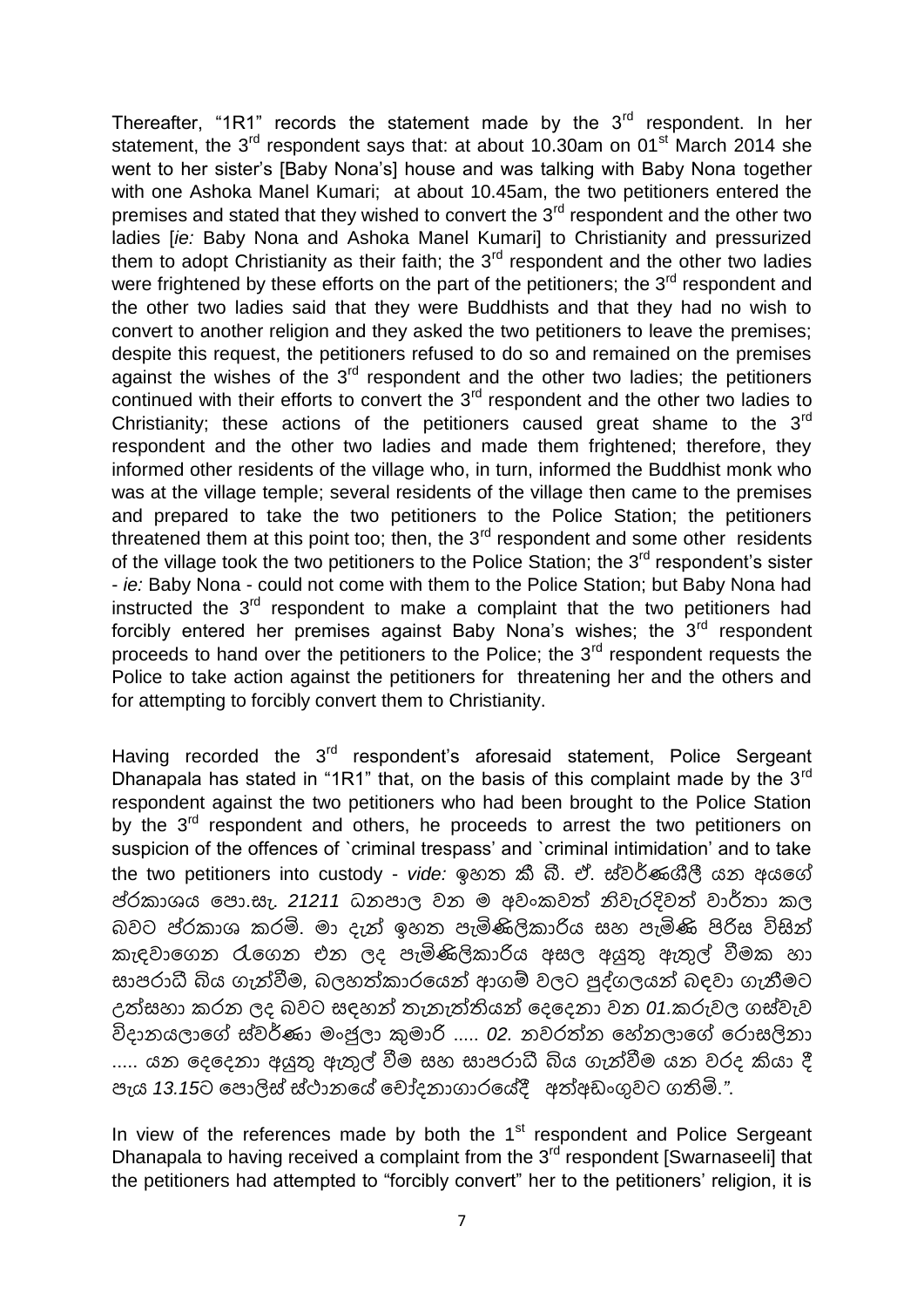Thereafter, "1R1" records the statement made by the 3rd respondent. In her statement, the 3rd respondent says that: at about 10.30am on 01st March 2014 she went to her sister's [Baby Nona's] house and was talking with Baby Nona together with one Ashoka Manel Kumari; at about 10.45am, the two petitioners entered the premises and stated that they wished to convert the 3rd respondent and the other two ladies [*ie:* Baby Nona and Ashoka Manel Kumari] to Christianity and pressurized them to adopt Christianity as their faith; the 3rd respondent and the other two ladies were frightened by these efforts on the part of the petitioners; the 3rd respondent and the other two ladies said that they were Buddhists and that they had no wish to convert to another religion and they asked the two petitioners to leave the premises; despite this request, the petitioners refused to do so and remained on the premises against the wishes of the 3rd respondent and the other two ladies; the petitioners continued with their efforts to convert the 3rd respondent and the other two ladies to Christianity; these actions of the petitioners caused great shame to the 3rd respondent and the other two ladies and made them frightened; therefore, they informed other residents of the village who, in turn, informed the Buddhist monk who was at the village temple; several residents of the village then came to the premises and prepared to take the two petitioners to the Police Station; the petitioners threatened them at this point too; then, the 3rd respondent and some other residents of the village took the two petitioners to the Police Station; the 3rd respondent's sister - *ie:* Baby Nona - could not come with them to the Police Station; but Baby Nona had instructed the 3rd respondent to make a complaint that the two petitioners had forcibly entered her premises against Baby Nona's wishes; the 3rd respondent proceeds to hand over the petitioners to the Police; the 3rd respondent requests the Police to take action against the petitioners for threatening her and the others and for attempting to forcibly convert them to Christianity.

Having recorded the 3rd respondent's aforesaid statement, Police Sergeant Dhanapala has stated in "1R1" that, on the basis of this complaint made by the 3rd respondent against the two petitioners who had been brought to the Police Station by the 3rd respondent and others, he proceeds to arrest the two petitioners on suspicion of the offences of `criminal trespass' and `criminal intimidation' and to take the two petitioners into custody - *vide: ඉහත කී බී. ඒ. ස්වර්ණශීලී යන අයගේ ප්‍රකාශය පො.සැ. 21211 ධනපාල වන ම අවංකවත් නිවැරදිවත් වාර්තා කල බවට ප්‍රකාශ කරමි. මා දැන් ඉහත පැමිණිලිකාරිය සහ පැමිණි පිරිස විසින් කැඳවාගෙන රැගෙන එන ලද පැමිණිලිකාරිය අසල අයුතු ඇතුල් වීමක හා සාපරාධී බිය ගැන්වීම, බලහත්කාරයෙන් ආගම් වලට පුද්ගලයන් බඳවා ගැනීමට උත්සහා කරන ලද බවට සඳහන් තැනැත්තියන් දෙදෙනා වන 01.කරුවල ගස්වැව විදානයලාගේ ස්වර්ණා මංජුලා කුමාරි ..... 02. නවරත්න හේනලාගේ රොසලිනා ..... යන දෙදෙනා අයුතු ඇතුල් වීම සහ සාපරාධී බිය ගැන්වීම යන වරද කියා දී පැය 13.15ට පොලිස් ස්ථානයේ චෝදනාගාරයේදී අත්අඩංගුවට ගතිමි.".*

In view of the references made by both the 1st respondent and Police Sergeant Dhanapala to having received a complaint from the 3rd respondent [Swarnaseeli] that the petitioners had attempted to "forcibly convert" her to the petitioners' religion, it is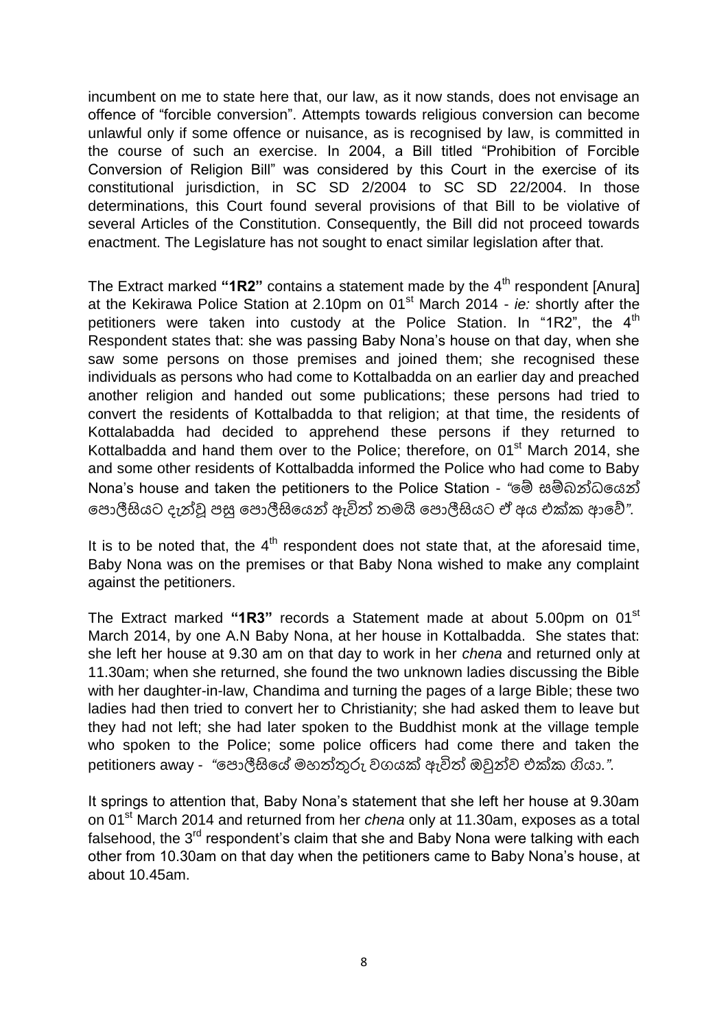incumbent on me to state here that, our law, as it now stands, does not envisage an offence of "forcible conversion". Attempts towards religious conversion can become unlawful only if some offence or nuisance, as is recognised by law, is committed in the course of such an exercise. In 2004, a Bill titled "Prohibition of Forcible Conversion of Religion Bill" was considered by this Court in the exercise of its constitutional jurisdiction, in SC SD 2/2004 to SC SD 22/2004. In those determinations, this Court found several provisions of that Bill to be violative of several Articles of the Constitution. Consequently, the Bill did not proceed towards enactment. The Legislature has not sought to enact similar legislation after that.

The Extract marked **"1R2"** contains a statement made by the 4th respondent [Anura] at the Kekirawa Police Station at 2.10pm on 01st March 2014 - *ie:* shortly after the petitioners were taken into custody at the Police Station. In "1R2", the 4th Respondent states that: she was passing Baby Nona's house on that day, when she saw some persons on those premises and joined them; she recognised these individuals as persons who had come to Kottalbadda on an earlier day and preached another religion and handed out some publications; these persons had tried to convert the residents of Kottalbadda to that religion; at that time, the residents of Kottalabadda had decided to apprehend these persons if they returned to Kottalbadda and hand them over to the Police; therefore, on 01st March 2014, she and some other residents of Kottalbadda informed the Police who had come to Baby Nona's house and taken the petitioners to the Police Station - *"මේ සම්බන්ධයෙන් පොලීසියට දැන්වූ පසු පොලීසියෙන් ඇවිත් තමයි පොලීසියට ඒ අය එක්ක ආවේ"*.

It is to be noted that, the 4th respondent does not state that, at the aforesaid time, Baby Nona was on the premises or that Baby Nona wished to make any complaint against the petitioners.

The Extract marked **"1R3"** records a Statement made at about 5.00pm on 01st March 2014, by one A.N Baby Nona, at her house in Kottalbadda. She states that: she left her house at 9.30 am on that day to work in her *chena* and returned only at 11.30am; when she returned, she found the two unknown ladies discussing the Bible with her daughter-in-law, Chandima and turning the pages of a large Bible; these two ladies had then tried to convert her to Christianity; she had asked them to leave but they had not left; she had later spoken to the Buddhist monk at the village temple who spoken to the Police; some police officers had come there and taken the petitioners away - *"පොලීසියේ මහත්තුරු වගයක් ඇවිත් ඔවුන්ව එක්ක ගියා."*.

It springs to attention that, Baby Nona's statement that she left her house at 9.30am on 01st March 2014 and returned from her *chena* only at 11.30am, exposes as a total falsehood, the 3rd respondent's claim that she and Baby Nona were talking with each other from 10.30am on that day when the petitioners came to Baby Nona's house, at about 10.45am.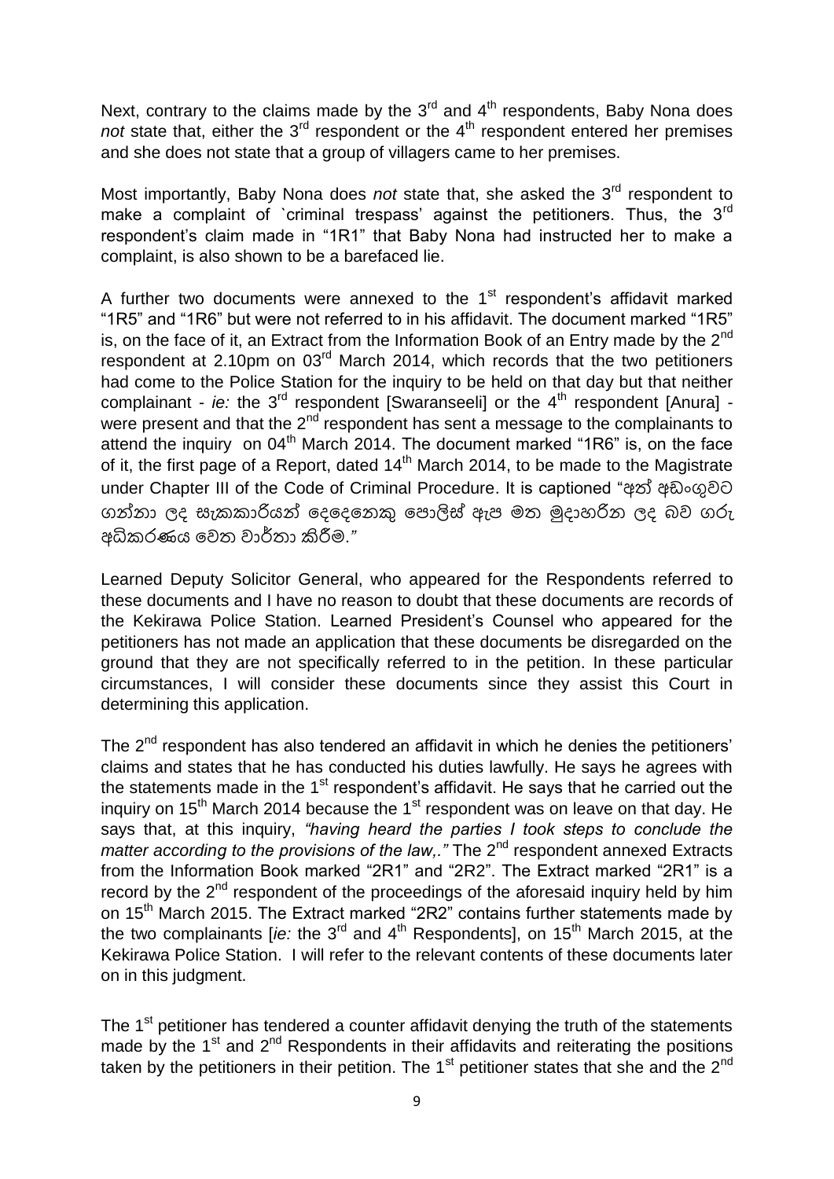Next, contrary to the claims made by the 3rd and 4th respondents, Baby Nona does *not* state that, either the 3rd respondent or the 4th respondent entered her premises and she does not state that a group of villagers came to her premises.

Most importantly, Baby Nona does *not* state that, she asked the 3rd respondent to make a complaint of `criminal trespass' against the petitioners. Thus, the 3rd respondent's claim made in "1R1" that Baby Nona had instructed her to make a complaint, is also shown to be a barefaced lie.

A further two documents were annexed to the 1st respondent's affidavit marked "1R5" and "1R6" but were not referred to in his affidavit. The document marked "1R5" is, on the face of it, an Extract from the Information Book of an Entry made by the 2nd respondent at 2.10pm on 03rd March 2014, which records that the two petitioners had come to the Police Station for the inquiry to be held on that day but that neither complainant - *ie:* the 3rd respondent [Swaranseeli] or the 4th respondent [Anura] - were present and that the 2nd respondent has sent a message to the complainants to attend the inquiry on 04th March 2014. The document marked "1R6" is, on the face of it, the first page of a Report, dated 14th March 2014, to be made to the Magistrate under Chapter III of the Code of Criminal Procedure. It is captioned "අත් අඩංගුවට ගන්නා ලද සැකකාරියන් දෙදෙනෙකු පොලිස් ඇප මත මුදාහරින ලද බව ගරු අධිකරණය වෙත වාර්තා කිරීම."

Learned Deputy Solicitor General, who appeared for the Respondents referred to these documents and I have no reason to doubt that these documents are records of the Kekirawa Police Station. Learned President's Counsel who appeared for the petitioners has not made an application that these documents be disregarded on the ground that they are not specifically referred to in the petition. In these particular circumstances, I will consider these documents since they assist this Court in determining this application.

The 2nd respondent has also tendered an affidavit in which he denies the petitioners' claims and states that he has conducted his duties lawfully. He says he agrees with the statements made in the 1st respondent's affidavit. He says that he carried out the inquiry on 15th March 2014 because the 1st respondent was on leave on that day. He says that, at this inquiry, *"having heard the parties I took steps to conclude the matter according to the provisions of the law,."* The 2nd respondent annexed Extracts from the Information Book marked "2R1" and "2R2". The Extract marked "2R1" is a record by the 2nd respondent of the proceedings of the aforesaid inquiry held by him on 15th March 2015. The Extract marked "2R2" contains further statements made by the two complainants [*ie:* the 3rd and 4th Respondents], on 15th March 2015, at the Kekirawa Police Station. I will refer to the relevant contents of these documents later on in this judgment.

The 1st petitioner has tendered a counter affidavit denying the truth of the statements made by the 1st and 2nd Respondents in their affidavits and reiterating the positions taken by the petitioners in their petition. The 1st petitioner states that she and the 2nd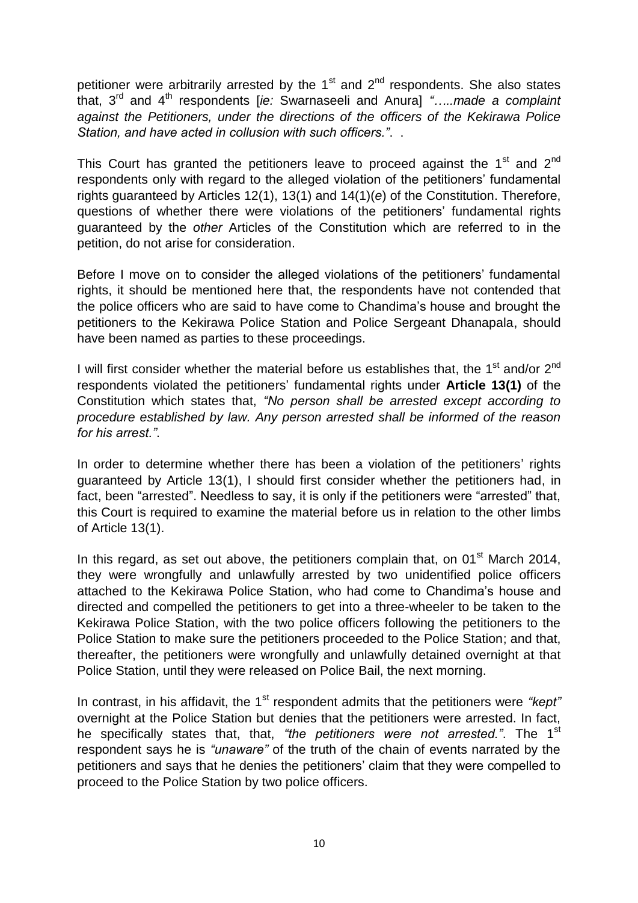petitioner were arbitrarily arrested by the 1st and 2nd respondents. She also states that, 3rd and 4th respondents [*ie:* Swarnaseeli and Anura] *"…..made a complaint against the Petitioners, under the directions of the officers of the Kekirawa Police Station, and have acted in collusion with such officers."*. .

This Court has granted the petitioners leave to proceed against the 1st and 2nd respondents only with regard to the alleged violation of the petitioners' fundamental rights guaranteed by Articles 12(1), 13(1) and 14(1)(*e*) of the Constitution. Therefore, questions of whether there were violations of the petitioners' fundamental rights guaranteed by the *other* Articles of the Constitution which are referred to in the petition, do not arise for consideration.

Before I move on to consider the alleged violations of the petitioners' fundamental rights, it should be mentioned here that, the respondents have not contended that the police officers who are said to have come to Chandima's house and brought the petitioners to the Kekirawa Police Station and Police Sergeant Dhanapala, should have been named as parties to these proceedings.

I will first consider whether the material before us establishes that, the 1st and/or 2nd respondents violated the petitioners' fundamental rights under **Article 13(1)** of the Constitution which states that, *"No person shall be arrested except according to procedure established by law. Any person arrested shall be informed of the reason for his arrest."*.

In order to determine whether there has been a violation of the petitioners' rights guaranteed by Article 13(1), I should first consider whether the petitioners had, in fact, been "arrested". Needless to say, it is only if the petitioners were "arrested" that, this Court is required to examine the material before us in relation to the other limbs of Article 13(1).

In this regard, as set out above, the petitioners complain that, on 01st March 2014, they were wrongfully and unlawfully arrested by two unidentified police officers attached to the Kekirawa Police Station, who had come to Chandima's house and directed and compelled the petitioners to get into a three-wheeler to be taken to the Kekirawa Police Station, with the two police officers following the petitioners to the Police Station to make sure the petitioners proceeded to the Police Station; and that, thereafter, the petitioners were wrongfully and unlawfully detained overnight at that Police Station, until they were released on Police Bail, the next morning.

In contrast, in his affidavit, the 1st respondent admits that the petitioners were *"kept"* overnight at the Police Station but denies that the petitioners were arrested. In fact, he specifically states that, that, *"the petitioners were not arrested."*. The 1st respondent says he is *"unaware"* of the truth of the chain of events narrated by the petitioners and says that he denies the petitioners' claim that they were compelled to proceed to the Police Station by two police officers.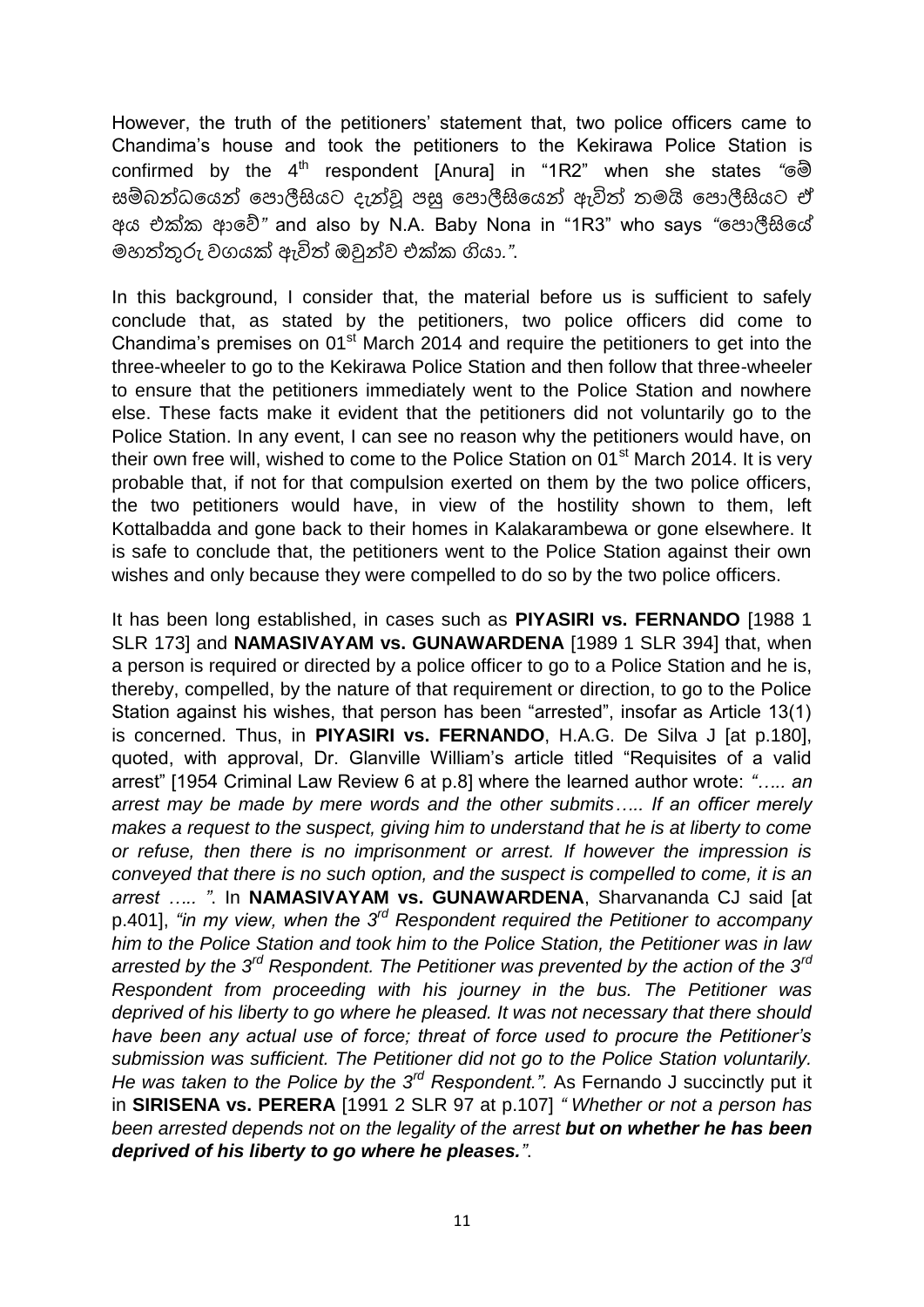However, the truth of the petitioners' statement that, two police officers came to Chandima's house and took the petitioners to the Kekirawa Police Station is confirmed by the 4th respondent [Anura] in "1R2" when she states *"මේ සම්බන්ධයෙන් පොලීසියට දැන්වූ පසු පොලීසියෙන් ඇවිත් තමයි පොලීසියට ඒ අය එක්ක ආවේ"* and also by N.A. Baby Nona in "1R3" who says *"පොලීසියේ මහත්තුරු වගයක් ඇවිත් ඔවුන්ව එක්ක ගියා."*.

In this background, I consider that, the material before us is sufficient to safely conclude that, as stated by the petitioners, two police officers did come to Chandima's premises on 01st March 2014 and require the petitioners to get into the three-wheeler to go to the Kekirawa Police Station and then follow that three-wheeler to ensure that the petitioners immediately went to the Police Station and nowhere else. These facts make it evident that the petitioners did not voluntarily go to the Police Station. In any event, I can see no reason why the petitioners would have, on their own free will, wished to come to the Police Station on 01st March 2014. It is very probable that, if not for that compulsion exerted on them by the two police officers, the two petitioners would have, in view of the hostility shown to them, left Kottalbadda and gone back to their homes in Kalakarambewa or gone elsewhere. It is safe to conclude that, the petitioners went to the Police Station against their own wishes and only because they were compelled to do so by the two police officers.

It has been long established, in cases such as **PIYASIRI vs. FERNANDO** [1988 1 SLR 173] and **NAMASIVAYAM vs. GUNAWARDENA** [1989 1 SLR 394] that, when a person is required or directed by a police officer to go to a Police Station and he is, thereby, compelled, by the nature of that requirement or direction, to go to the Police Station against his wishes, that person has been "arrested", insofar as Article 13(1) is concerned. Thus, in **PIYASIRI vs. FERNANDO**, H.A.G. De Silva J [at p.180], quoted, with approval, Dr. Glanville William's article titled "Requisites of a valid arrest" [1954 Criminal Law Review 6 at p.8] where the learned author wrote: *"….. an arrest may be made by mere words and the other submits….. If an officer merely makes a request to the suspect, giving him to understand that he is at liberty to come or refuse, then there is no imprisonment or arrest. If however the impression is conveyed that there is no such option, and the suspect is compelled to come, it is an arrest ….. "*. In **NAMASIVAYAM vs. GUNAWARDENA**, Sharvananda CJ said [at p.401], *"in my view, when the 3rd Respondent required the Petitioner to accompany him to the Police Station and took him to the Police Station, the Petitioner was in law arrested by the 3rd Respondent. The Petitioner was prevented by the action of the 3rd Respondent from proceeding with his journey in the bus. The Petitioner was deprived of his liberty to go where he pleased. It was not necessary that there should have been any actual use of force; threat of force used to procure the Petitioner's submission was sufficient. The Petitioner did not go to the Police Station voluntarily. He was taken to the Police by the 3rd Respondent."*. As Fernando J succinctly put it in **SIRISENA vs. PERERA** [1991 2 SLR 97 at p.107] *" Whether or not a person has been arrested depends not on the legality of the arrest **but on whether he has been deprived of his liberty to go where he pleases.**"*.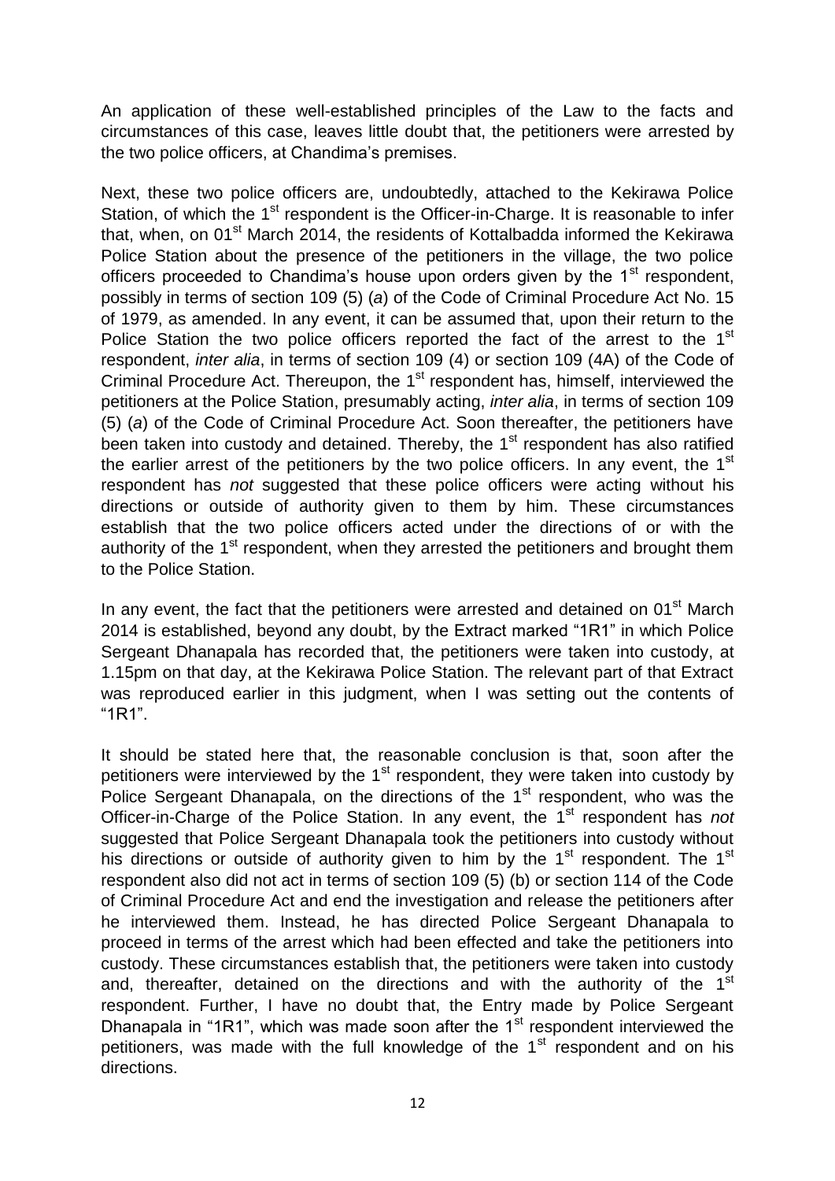An application of these well-established principles of the Law to the facts and circumstances of this case, leaves little doubt that, the petitioners were arrested by the two police officers, at Chandima's premises.

Next, these two police officers are, undoubtedly, attached to the Kekirawa Police Station, of which the 1st respondent is the Officer-in-Charge. It is reasonable to infer that, when, on 01st March 2014, the residents of Kottalbadda informed the Kekirawa Police Station about the presence of the petitioners in the village, the two police officers proceeded to Chandima's house upon orders given by the 1st respondent, possibly in terms of section 109 (5) (*a*) of the Code of Criminal Procedure Act No. 15 of 1979, as amended. In any event, it can be assumed that, upon their return to the Police Station the two police officers reported the fact of the arrest to the 1st respondent, *inter alia*, in terms of section 109 (4) or section 109 (4A) of the Code of Criminal Procedure Act. Thereupon, the 1st respondent has, himself, interviewed the petitioners at the Police Station, presumably acting, *inter alia*, in terms of section 109 (5) (*a*) of the Code of Criminal Procedure Act. Soon thereafter, the petitioners have been taken into custody and detained. Thereby, the 1st respondent has also ratified the earlier arrest of the petitioners by the two police officers. In any event, the 1st respondent has *not* suggested that these police officers were acting without his directions or outside of authority given to them by him. These circumstances establish that the two police officers acted under the directions of or with the authority of the 1st respondent, when they arrested the petitioners and brought them to the Police Station.

In any event, the fact that the petitioners were arrested and detained on 01st March 2014 is established, beyond any doubt, by the Extract marked "1R1" in which Police Sergeant Dhanapala has recorded that, the petitioners were taken into custody, at 1.15pm on that day, at the Kekirawa Police Station. The relevant part of that Extract was reproduced earlier in this judgment, when I was setting out the contents of "1R1".

It should be stated here that, the reasonable conclusion is that, soon after the petitioners were interviewed by the 1st respondent, they were taken into custody by Police Sergeant Dhanapala, on the directions of the 1st respondent, who was the Officer-in-Charge of the Police Station. In any event, the 1st respondent has *not* suggested that Police Sergeant Dhanapala took the petitioners into custody without his directions or outside of authority given to him by the 1st respondent. The 1st respondent also did not act in terms of section 109 (5) (b) or section 114 of the Code of Criminal Procedure Act and end the investigation and release the petitioners after he interviewed them. Instead, he has directed Police Sergeant Dhanapala to proceed in terms of the arrest which had been effected and take the petitioners into custody. These circumstances establish that, the petitioners were taken into custody and, thereafter, detained on the directions and with the authority of the 1st respondent. Further, I have no doubt that, the Entry made by Police Sergeant Dhanapala in "1R1", which was made soon after the 1st respondent interviewed the petitioners, was made with the full knowledge of the 1st respondent and on his directions.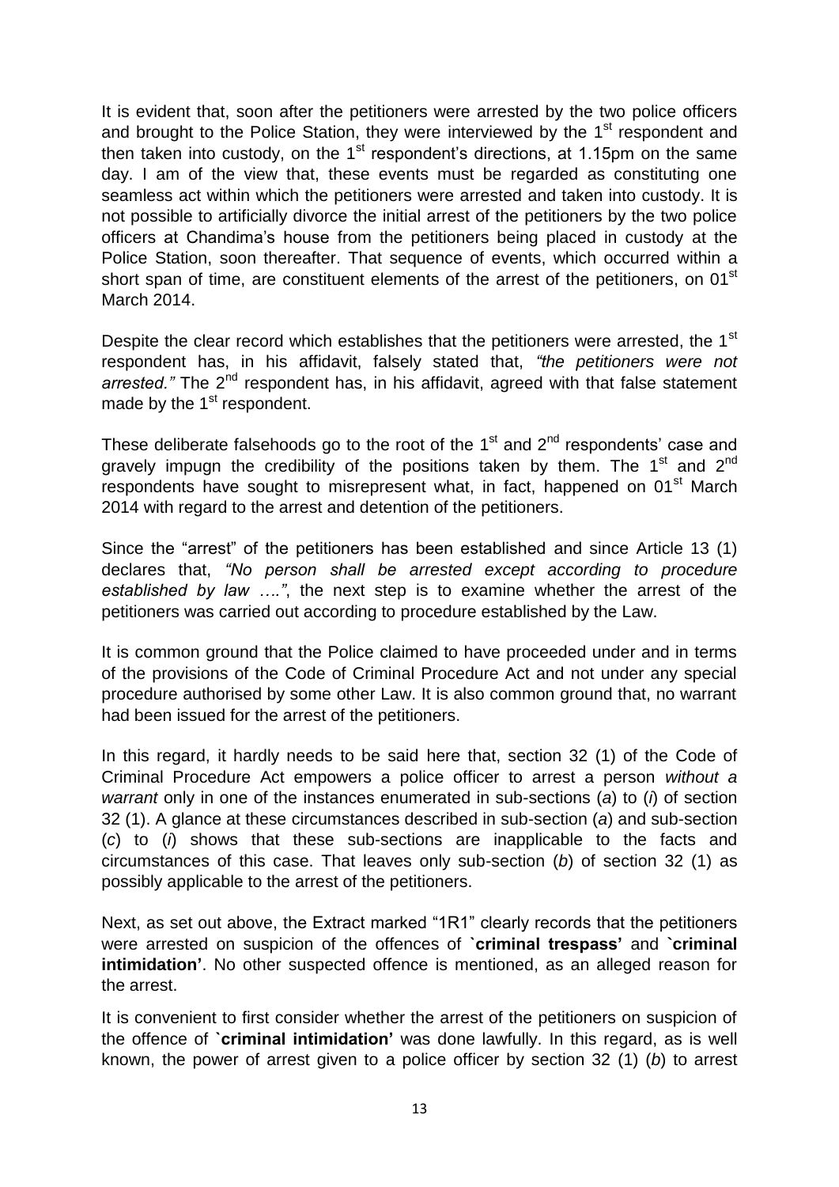It is evident that, soon after the petitioners were arrested by the two police officers and brought to the Police Station, they were interviewed by the 1st respondent and then taken into custody, on the 1st respondent's directions, at 1.15pm on the same day. I am of the view that, these events must be regarded as constituting one seamless act within which the petitioners were arrested and taken into custody. It is not possible to artificially divorce the initial arrest of the petitioners by the two police officers at Chandima's house from the petitioners being placed in custody at the Police Station, soon thereafter. That sequence of events, which occurred within a short span of time, are constituent elements of the arrest of the petitioners, on 01st March 2014.

Despite the clear record which establishes that the petitioners were arrested, the 1st respondent has, in his affidavit, falsely stated that, *"the petitioners were not arrested."* The 2nd respondent has, in his affidavit, agreed with that false statement made by the 1st respondent.

These deliberate falsehoods go to the root of the 1st and 2nd respondents' case and gravely impugn the credibility of the positions taken by them. The 1st and 2nd respondents have sought to misrepresent what, in fact, happened on 01st March 2014 with regard to the arrest and detention of the petitioners.

Since the "arrest" of the petitioners has been established and since Article 13 (1) declares that, *"No person shall be arrested except according to procedure established by law …."*, the next step is to examine whether the arrest of the petitioners was carried out according to procedure established by the Law.

It is common ground that the Police claimed to have proceeded under and in terms of the provisions of the Code of Criminal Procedure Act and not under any special procedure authorised by some other Law. It is also common ground that, no warrant had been issued for the arrest of the petitioners.

In this regard, it hardly needs to be said here that, section 32 (1) of the Code of Criminal Procedure Act empowers a police officer to arrest a person *without a warrant* only in one of the instances enumerated in sub-sections (*a*) to (*i*) of section 32 (1). A glance at these circumstances described in sub-section (*a*) and sub-section (*c*) to (*i*) shows that these sub-sections are inapplicable to the facts and circumstances of this case. That leaves only sub-section (*b*) of section 32 (1) as possibly applicable to the arrest of the petitioners.

Next, as set out above, the Extract marked "1R1" clearly records that the petitioners were arrested on suspicion of the offences of **`criminal trespass'** and **`criminal intimidation'**. No other suspected offence is mentioned, as an alleged reason for the arrest.

It is convenient to first consider whether the arrest of the petitioners on suspicion of the offence of **`criminal intimidation'** was done lawfully. In this regard, as is well known, the power of arrest given to a police officer by section 32 (1) (*b*) to arrest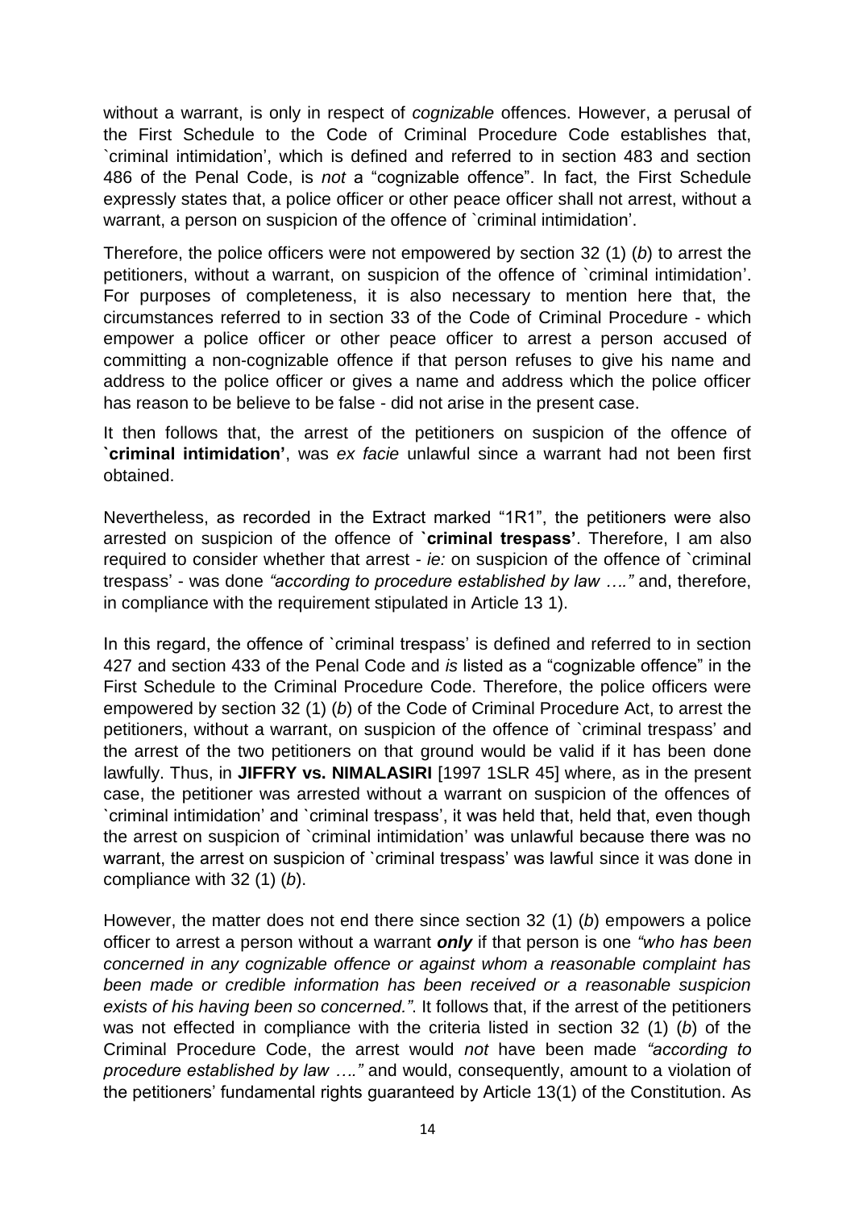without a warrant, is only in respect of *cognizable* offences. However, a perusal of the First Schedule to the Code of Criminal Procedure Code establishes that, `criminal intimidation', which is defined and referred to in section 483 and section 486 of the Penal Code, is *not* a "cognizable offence". In fact, the First Schedule expressly states that, a police officer or other peace officer shall not arrest, without a warrant, a person on suspicion of the offence of `criminal intimidation'.

Therefore, the police officers were not empowered by section 32 (1) (*b*) to arrest the petitioners, without a warrant, on suspicion of the offence of `criminal intimidation'. For purposes of completeness, it is also necessary to mention here that, the circumstances referred to in section 33 of the Code of Criminal Procedure - which empower a police officer or other peace officer to arrest a person accused of committing a non-cognizable offence if that person refuses to give his name and address to the police officer or gives a name and address which the police officer has reason to be believe to be false - did not arise in the present case.

It then follows that, the arrest of the petitioners on suspicion of the offence of **`criminal intimidation'**, was *ex facie* unlawful since a warrant had not been first obtained.

Nevertheless, as recorded in the Extract marked "1R1", the petitioners were also arrested on suspicion of the offence of **`criminal trespass'**. Therefore, I am also required to consider whether that arrest - *ie:* on suspicion of the offence of `criminal trespass' - was done *"according to procedure established by law …."* and, therefore, in compliance with the requirement stipulated in Article 13 1).

In this regard, the offence of `criminal trespass' is defined and referred to in section 427 and section 433 of the Penal Code and *is* listed as a "cognizable offence" in the First Schedule to the Criminal Procedure Code. Therefore, the police officers were empowered by section 32 (1) (*b*) of the Code of Criminal Procedure Act, to arrest the petitioners, without a warrant, on suspicion of the offence of `criminal trespass' and the arrest of the two petitioners on that ground would be valid if it has been done lawfully. Thus, in **JIFFRY vs. NIMALASIRI** [1997 1SLR 45] where, as in the present case, the petitioner was arrested without a warrant on suspicion of the offences of `criminal intimidation' and `criminal trespass', it was held that, held that, even though the arrest on suspicion of `criminal intimidation' was unlawful because there was no warrant, the arrest on suspicion of `criminal trespass' was lawful since it was done in compliance with 32 (1) (*b*).

However, the matter does not end there since section 32 (1) (*b*) empowers a police officer to arrest a person without a warrant ***only*** if that person is one *"who has been concerned in any cognizable offence or against whom a reasonable complaint has been made or credible information has been received or a reasonable suspicion exists of his having been so concerned."*. It follows that, if the arrest of the petitioners was not effected in compliance with the criteria listed in section 32 (1) (*b*) of the Criminal Procedure Code, the arrest would *not* have been made *"according to procedure established by law …."* and would, consequently, amount to a violation of the petitioners' fundamental rights guaranteed by Article 13(1) of the Constitution. As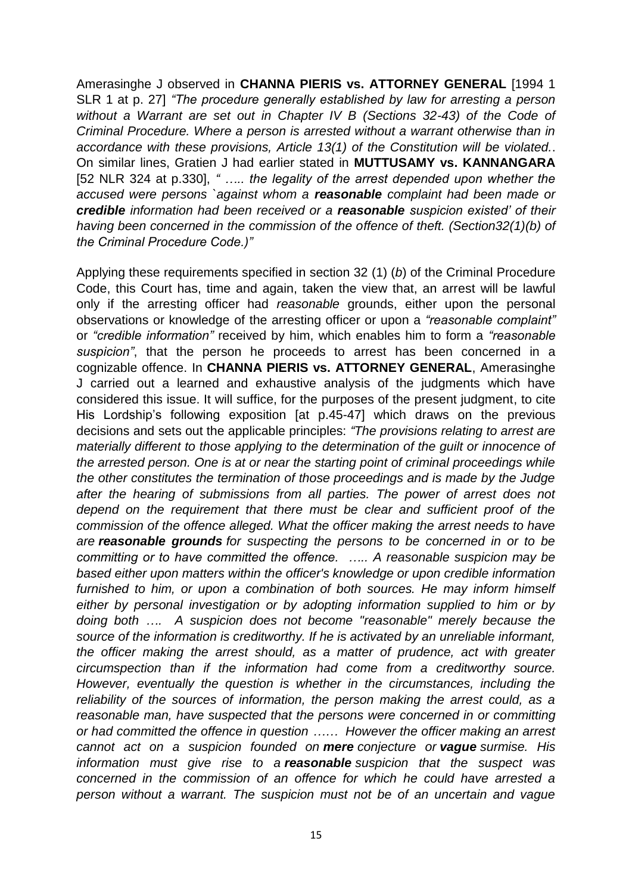Amerasinghe J observed in **CHANNA PIERIS vs. ATTORNEY GENERAL** [1994 1 SLR 1 at p. 27] *"The procedure generally established by law for arresting a person without a Warrant are set out in Chapter IV B (Sections 32-43) of the Code of Criminal Procedure. Where a person is arrested without a warrant otherwise than in accordance with these provisions, Article 13(1) of the Constitution will be violated.*. On similar lines, Gratien J had earlier stated in **MUTTUSAMY vs. KANNANGARA** [52 NLR 324 at p.330], *" ….. the legality of the arrest depended upon whether the accused were persons `against whom a **reasonable** complaint had been made or **credible** information had been received or a **reasonable** suspicion existed' of their having been concerned in the commission of the offence of theft. (Section32(1)(b) of the Criminal Procedure Code.)"*

Applying these requirements specified in section 32 (1) (*b*) of the Criminal Procedure Code, this Court has, time and again, taken the view that, an arrest will be lawful only if the arresting officer had *reasonable* grounds, either upon the personal observations or knowledge of the arresting officer or upon a *"reasonable complaint"* or *"credible information"* received by him, which enables him to form a *"reasonable suspicion"*, that the person he proceeds to arrest has been concerned in a cognizable offence. In **CHANNA PIERIS vs. ATTORNEY GENERAL**, Amerasinghe J carried out a learned and exhaustive analysis of the judgments which have considered this issue. It will suffice, for the purposes of the present judgment, to cite His Lordship's following exposition [at p.45-47] which draws on the previous decisions and sets out the applicable principles: *"The provisions relating to arrest are materially different to those applying to the determination of the guilt or innocence of the arrested person. One is at or near the starting point of criminal proceedings while the other constitutes the termination of those proceedings and is made by the Judge after the hearing of submissions from all parties. The power of arrest does not depend on the requirement that there must be clear and sufficient proof of the commission of the offence alleged. What the officer making the arrest needs to have are **reasonable grounds** for suspecting the persons to be concerned in or to be committing or to have committed the offence. ….. A reasonable suspicion may be based either upon matters within the officer's knowledge or upon credible information furnished to him, or upon a combination of both sources. He may inform himself either by personal investigation or by adopting information supplied to him or by doing both …. A suspicion does not become "reasonable" merely because the source of the information is creditworthy. If he is activated by an unreliable informant, the officer making the arrest should, as a matter of prudence, act with greater circumspection than if the information had come from a creditworthy source. However, eventually the question is whether in the circumstances, including the reliability of the sources of information, the person making the arrest could, as a reasonable man, have suspected that the persons were concerned in or committing or had committed the offence in question …… However the officer making an arrest cannot act on a suspicion founded on **mere** conjecture or **vague** surmise. His information must give rise to a **reasonable** suspicion that the suspect was concerned in the commission of an offence for which he could have arrested a person without a warrant. The suspicion must not be of an uncertain and vague*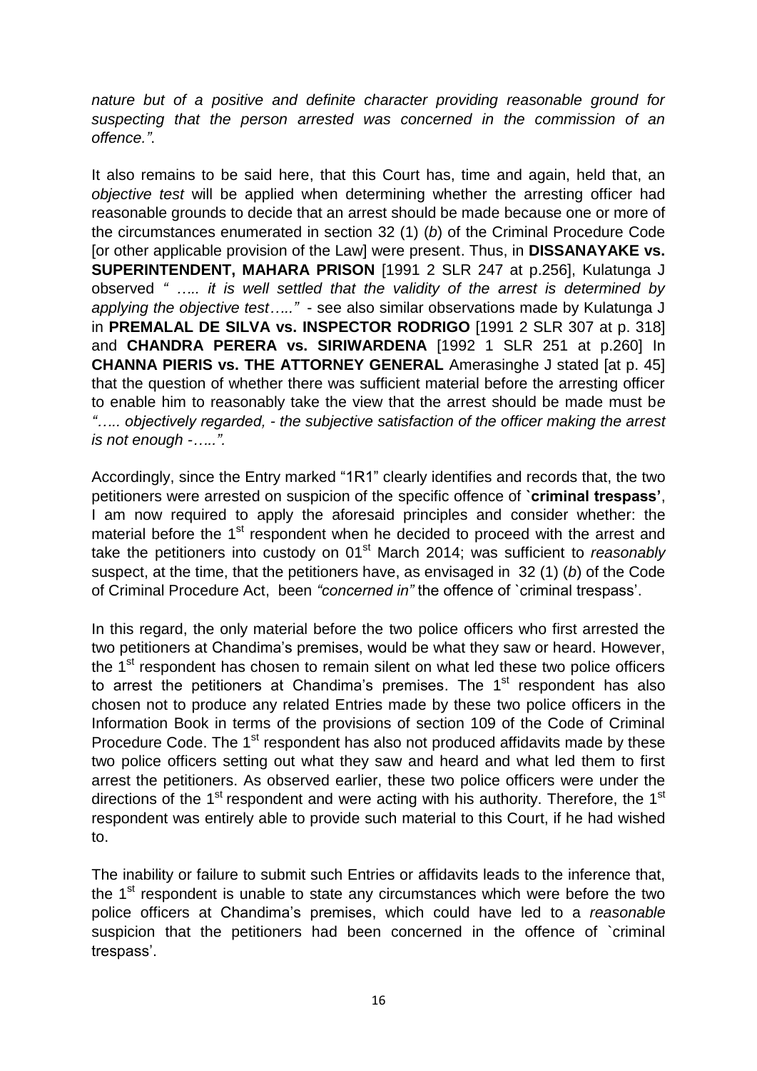*nature but of a positive and definite character providing reasonable ground for suspecting that the person arrested was concerned in the commission of an offence."*.

It also remains to be said here, that this Court has, time and again, held that, an *objective test* will be applied when determining whether the arresting officer had reasonable grounds to decide that an arrest should be made because one or more of the circumstances enumerated in section 32 (1) (*b*) of the Criminal Procedure Code [or other applicable provision of the Law] were present. Thus, in **DISSANAYAKE vs. SUPERINTENDENT, MAHARA PRISON** [1991 2 SLR 247 at p.256], Kulatunga J observed *" ….. it is well settled that the validity of the arrest is determined by applying the objective test….."* - see also similar observations made by Kulatunga J in **PREMALAL DE SILVA vs. INSPECTOR RODRIGO** [1991 2 SLR 307 at p. 318] and **CHANDRA PERERA vs. SIRIWARDENA** [1992 1 SLR 251 at p.260] In **CHANNA PIERIS vs. THE ATTORNEY GENERAL** Amerasinghe J stated [at p. 45] that the question of whether there was sufficient material before the arresting officer to enable him to reasonably take the view that the arrest should be made must b*e "….. objectively regarded, - the subjective satisfaction of the officer making the arrest is not enough -…..".*

Accordingly, since the Entry marked "1R1" clearly identifies and records that, the two petitioners were arrested on suspicion of the specific offence of **`criminal trespass'**, I am now required to apply the aforesaid principles and consider whether: the material before the 1st respondent when he decided to proceed with the arrest and take the petitioners into custody on 01st March 2014; was sufficient to *reasonably* suspect, at the time, that the petitioners have, as envisaged in 32 (1) (*b*) of the Code of Criminal Procedure Act, been *"concerned in"* the offence of `criminal trespass'.

In this regard, the only material before the two police officers who first arrested the two petitioners at Chandima's premises, would be what they saw or heard. However, the 1st respondent has chosen to remain silent on what led these two police officers to arrest the petitioners at Chandima's premises. The 1st respondent has also chosen not to produce any related Entries made by these two police officers in the Information Book in terms of the provisions of section 109 of the Code of Criminal Procedure Code. The 1st respondent has also not produced affidavits made by these two police officers setting out what they saw and heard and what led them to first arrest the petitioners. As observed earlier, these two police officers were under the directions of the 1st respondent and were acting with his authority. Therefore, the 1st respondent was entirely able to provide such material to this Court, if he had wished to.

The inability or failure to submit such Entries or affidavits leads to the inference that, the 1st respondent is unable to state any circumstances which were before the two police officers at Chandima's premises, which could have led to a *reasonable* suspicion that the petitioners had been concerned in the offence of `criminal trespass'.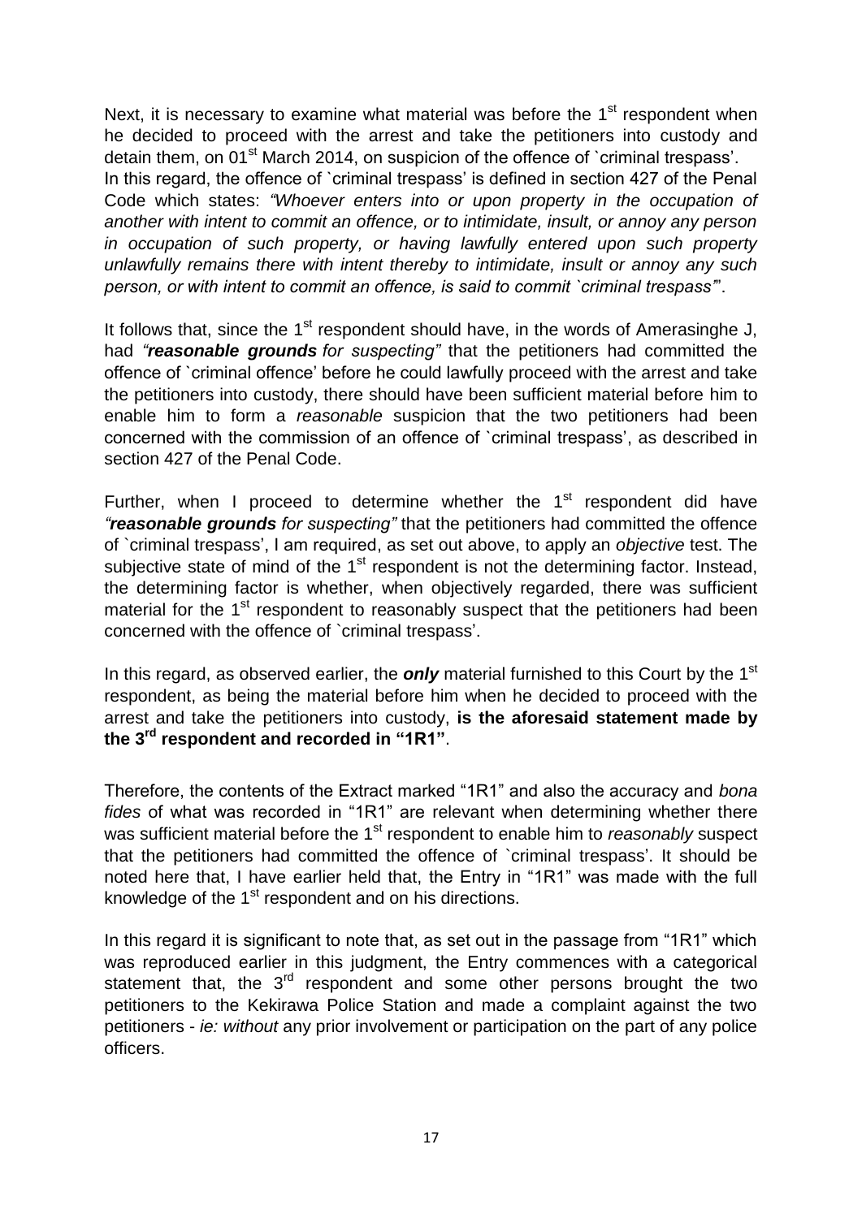Next, it is necessary to examine what material was before the 1[st] respondent when he decided to proceed with the arrest and take the petitioners into custody and detain them, on 01[st] March 2014, on suspicion of the offence of `criminal trespass'.
In this regard, the offence of `criminal trespass' is defined in section 427 of the Penal Code which states: *"Whoever enters into or upon property in the occupation of another with intent to commit an offence, or to intimidate, insult, or annoy any person in occupation of such property, or having lawfully entered upon such property unlawfully remains there with intent thereby to intimidate, insult or annoy any such person, or with intent to commit an offence, is said to commit `criminal trespass'"*.

It follows that, since the 1[st] respondent should have, in the words of Amerasinghe J, had *"**reasonable grounds** for suspecting"* that the petitioners had committed the offence of `criminal offence' before he could lawfully proceed with the arrest and take the petitioners into custody, there should have been sufficient material before him to enable him to form a *reasonable* suspicion that the two petitioners had been concerned with the commission of an offence of `criminal trespass', as described in section 427 of the Penal Code.

Further, when I proceed to determine whether the 1[st] respondent did have *"**reasonable grounds** for suspecting"* that the petitioners had committed the offence of `criminal trespass', I am required, as set out above, to apply an *objective* test. The subjective state of mind of the 1[st] respondent is not the determining factor. Instead, the determining factor is whether, when objectively regarded, there was sufficient material for the 1[st] respondent to reasonably suspect that the petitioners had been concerned with the offence of `criminal trespass'.

In this regard, as observed earlier, the ***only*** material furnished to this Court by the 1[st] respondent, as being the material before him when he decided to proceed with the arrest and take the petitioners into custody, **is the aforesaid statement made by the 3[rd] respondent and recorded in "1R1"**.

Therefore, the contents of the Extract marked "1R1" and also the accuracy and *bona fides* of what was recorded in "1R1" are relevant when determining whether there was sufficient material before the 1[st] respondent to enable him to *reasonably* suspect that the petitioners had committed the offence of `criminal trespass'. It should be noted here that, I have earlier held that, the Entry in "1R1" was made with the full knowledge of the 1[st] respondent and on his directions.

In this regard it is significant to note that, as set out in the passage from "1R1" which was reproduced earlier in this judgment, the Entry commences with a categorical statement that, the 3[rd] respondent and some other persons brought the two petitioners to the Kekirawa Police Station and made a complaint against the two petitioners - *ie: without* any prior involvement or participation on the part of any police officers.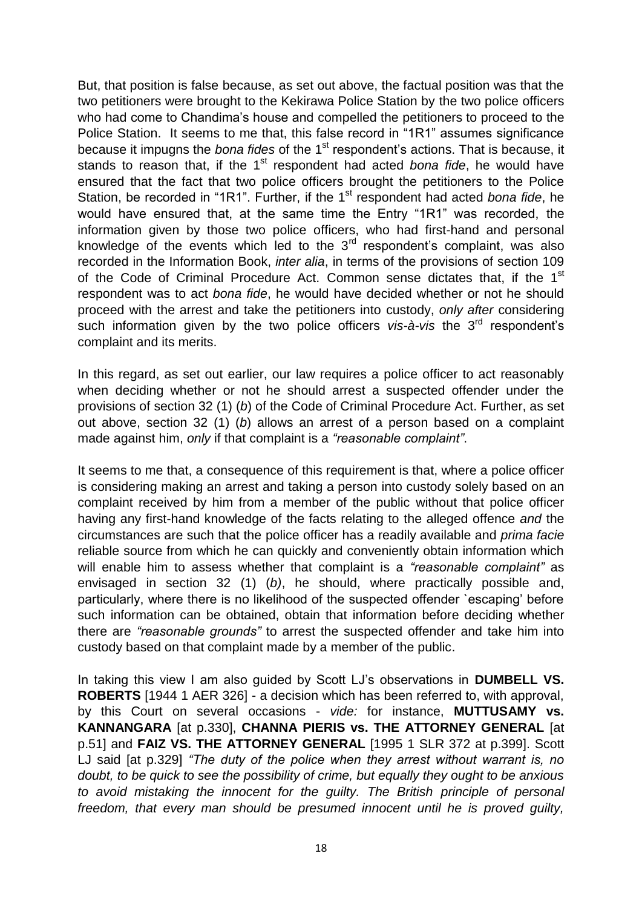But, that position is false because, as set out above, the factual position was that the two petitioners were brought to the Kekirawa Police Station by the two police officers who had come to Chandima's house and compelled the petitioners to proceed to the Police Station. It seems to me that, this false record in "1R1" assumes significance because it impugns the *bona fides* of the 1st respondent's actions. That is because, it stands to reason that, if the 1st respondent had acted *bona fide*, he would have ensured that the fact that two police officers brought the petitioners to the Police Station, be recorded in "1R1". Further, if the 1st respondent had acted *bona fide*, he would have ensured that, at the same time the Entry "1R1" was recorded, the information given by those two police officers, who had first-hand and personal knowledge of the events which led to the 3rd respondent's complaint, was also recorded in the Information Book, *inter alia*, in terms of the provisions of section 109 of the Code of Criminal Procedure Act. Common sense dictates that, if the 1st respondent was to act *bona fide*, he would have decided whether or not he should proceed with the arrest and take the petitioners into custody, *only after* considering such information given by the two police officers *vis-à-vis* the 3rd respondent's complaint and its merits.

In this regard, as set out earlier, our law requires a police officer to act reasonably when deciding whether or not he should arrest a suspected offender under the provisions of section 32 (1) (*b*) of the Code of Criminal Procedure Act. Further, as set out above, section 32 (1) (*b*) allows an arrest of a person based on a complaint made against him, *only* if that complaint is a *"reasonable complaint"*.

It seems to me that, a consequence of this requirement is that, where a police officer is considering making an arrest and taking a person into custody solely based on an complaint received by him from a member of the public without that police officer having any first-hand knowledge of the facts relating to the alleged offence *and* the circumstances are such that the police officer has a readily available and *prima facie* reliable source from which he can quickly and conveniently obtain information which will enable him to assess whether that complaint is a *"reasonable complaint"* as envisaged in section 32 (1) (*b*), he should, where practically possible and, particularly, where there is no likelihood of the suspected offender `escaping' before such information can be obtained, obtain that information before deciding whether there are *"reasonable grounds"* to arrest the suspected offender and take him into custody based on that complaint made by a member of the public.

In taking this view I am also guided by Scott LJ's observations in **DUMBELL VS. ROBERTS** [1944 1 AER 326] - a decision which has been referred to, with approval, by this Court on several occasions - *vide:* for instance, **MUTTUSAMY vs. KANNANGARA** [at p.330], **CHANNA PIERIS vs. THE ATTORNEY GENERAL** [at p.51] and **FAIZ VS. THE ATTORNEY GENERAL** [1995 1 SLR 372 at p.399]. Scott LJ said [at p.329] *"The duty of the police when they arrest without warrant is, no doubt, to be quick to see the possibility of crime, but equally they ought to be anxious to avoid mistaking the innocent for the guilty. The British principle of personal freedom, that every man should be presumed innocent until he is proved guilty,*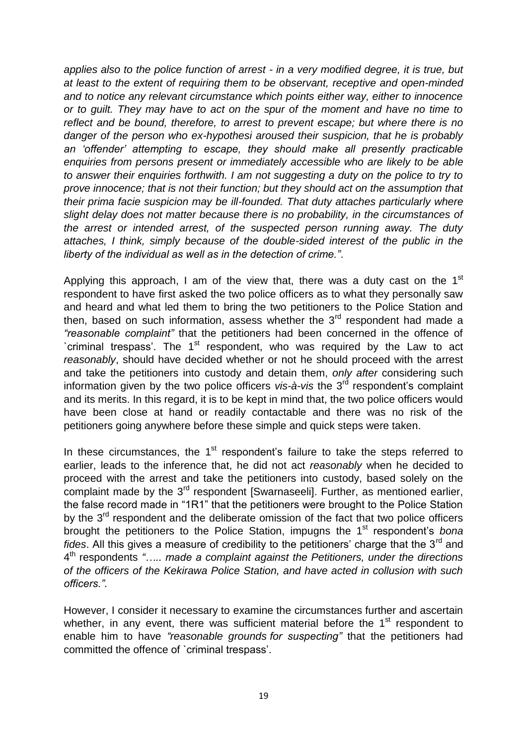*applies also to the police function of arrest - in a very modified degree, it is true, but at least to the extent of requiring them to be observant, receptive and open-minded and to notice any relevant circumstance which points either way, either to innocence or to guilt. They may have to act on the spur of the moment and have no time to reflect and be bound, therefore, to arrest to prevent escape; but where there is no danger of the person who ex-hypothesi aroused their suspicion, that he is probably an 'offender' attempting to escape, they should make all presently practicable enquiries from persons present or immediately accessible who are likely to be able to answer their enquiries forthwith. I am not suggesting a duty on the police to try to prove innocence; that is not their function; but they should act on the assumption that their prima facie suspicion may be ill-founded. That duty attaches particularly where slight delay does not matter because there is no probability, in the circumstances of the arrest or intended arrest, of the suspected person running away. The duty attaches, I think, simply because of the double-sided interest of the public in the liberty of the individual as well as in the detection of crime."*.

Applying this approach, I am of the view that, there was a duty cast on the 1st respondent to have first asked the two police officers as to what they personally saw and heard and what led them to bring the two petitioners to the Police Station and then, based on such information, assess whether the 3rd respondent had made a *"reasonable complaint"* that the petitioners had been concerned in the offence of `criminal trespass'. The 1st respondent, who was required by the Law to act *reasonably*, should have decided whether or not he should proceed with the arrest and take the petitioners into custody and detain them, *only after* considering such information given by the two police officers *vis-à-vis* the 3rd respondent's complaint and its merits. In this regard, it is to be kept in mind that, the two police officers would have been close at hand or readily contactable and there was no risk of the petitioners going anywhere before these simple and quick steps were taken.

In these circumstances, the 1st respondent's failure to take the steps referred to earlier, leads to the inference that, he did not act *reasonably* when he decided to proceed with the arrest and take the petitioners into custody, based solely on the complaint made by the 3rd respondent [Swarnaseeli]. Further, as mentioned earlier, the false record made in "1R1" that the petitioners were brought to the Police Station by the 3rd respondent and the deliberate omission of the fact that two police officers brought the petitioners to the Police Station, impugns the 1st respondent's *bona fides*. All this gives a measure of credibility to the petitioners' charge that the 3rd and 4th respondents *"….. made a complaint against the Petitioners, under the directions of the officers of the Kekirawa Police Station, and have acted in collusion with such officers."*.

However, I consider it necessary to examine the circumstances further and ascertain whether, in any event, there was sufficient material before the 1st respondent to enable him to have *"reasonable grounds for suspecting"* that the petitioners had committed the offence of `criminal trespass'.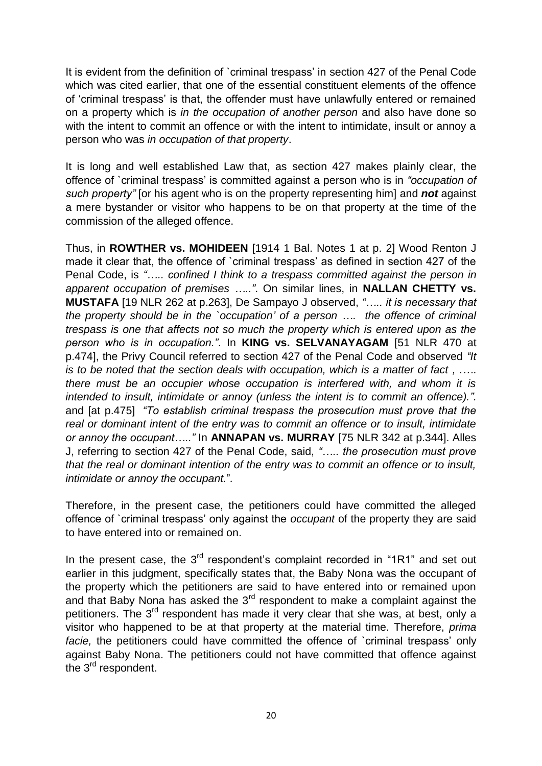It is evident from the definition of `criminal trespass' in section 427 of the Penal Code which was cited earlier, that one of the essential constituent elements of the offence of 'criminal trespass' is that, the offender must have unlawfully entered or remained on a property which is *in the occupation of another person* and also have done so with the intent to commit an offence or with the intent to intimidate, insult or annoy a person who was *in occupation of that property*.

It is long and well established Law that, as section 427 makes plainly clear, the offence of `criminal trespass' is committed against a person who is in *"occupation of such property"* [or his agent who is on the property representing him] and ***not*** against a mere bystander or visitor who happens to be on that property at the time of the commission of the alleged offence.

Thus, in **ROWTHER vs. MOHIDEEN** [1914 1 Bal. Notes 1 at p. 2] Wood Renton J made it clear that, the offence of `criminal trespass' as defined in section 427 of the Penal Code, is *"….. confined I think to a trespass committed against the person in apparent occupation of premises ….."*. On similar lines, in **NALLAN CHETTY vs. MUSTAFA** [19 NLR 262 at p.263], De Sampayo J observed, *"….. it is necessary that the property should be in the `occupation' of a person …. the offence of criminal trespass is one that affects not so much the property which is entered upon as the person who is in occupation."*. In **KING vs. SELVANAYAGAM** [51 NLR 470 at p.474], the Privy Council referred to section 427 of the Penal Code and observed *"It is to be noted that the section deals with occupation, which is a matter of fact , ….. there must be an occupier whose occupation is interfered with, and whom it is intended to insult, intimidate or annoy (unless the intent is to commit an offence)."*. and [at p.475] *"To establish criminal trespass the prosecution must prove that the real or dominant intent of the entry was to commit an offence or to insult, intimidate or annoy the occupant….."* In **ANNAPAN vs. MURRAY** [75 NLR 342 at p.344]. Alles J, referring to section 427 of the Penal Code, said, *"….. the prosecution must prove that the real or dominant intention of the entry was to commit an offence or to insult, intimidate or annoy the occupant."*.

Therefore, in the present case, the petitioners could have committed the alleged offence of `criminal trespass' only against the *occupant* of the property they are said to have entered into or remained on.

In the present case, the 3rd respondent's complaint recorded in "1R1" and set out earlier in this judgment, specifically states that, the Baby Nona was the occupant of the property which the petitioners are said to have entered into or remained upon and that Baby Nona has asked the 3rd respondent to make a complaint against the petitioners. The 3rd respondent has made it very clear that she was, at best, only a visitor who happened to be at that property at the material time. Therefore, *prima facie,* the petitioners could have committed the offence of `criminal trespass' only against Baby Nona. The petitioners could not have committed that offence against the 3rd respondent.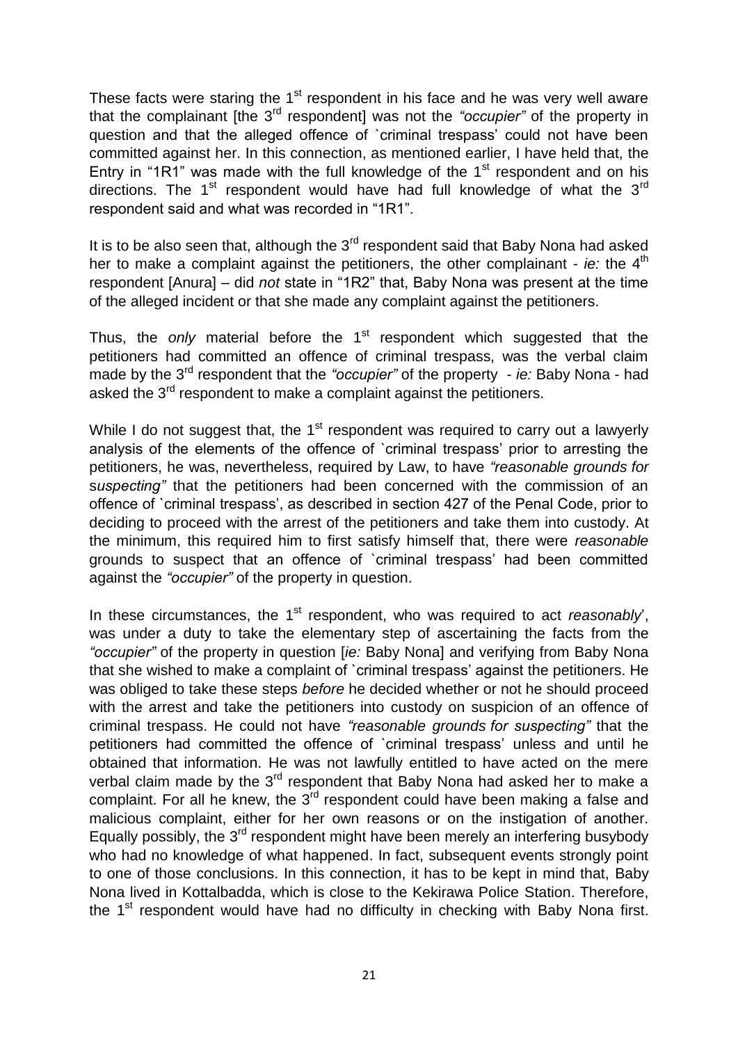These facts were staring the 1st respondent in his face and he was very well aware that the complainant [the 3rd respondent] was not the *"occupier"* of the property in question and that the alleged offence of `criminal trespass' could not have been committed against her. In this connection, as mentioned earlier, I have held that, the Entry in "1R1" was made with the full knowledge of the 1st respondent and on his directions. The 1st respondent would have had full knowledge of what the 3rd respondent said and what was recorded in "1R1".

It is to be also seen that, although the 3rd respondent said that Baby Nona had asked her to make a complaint against the petitioners, the other complainant - *ie:* the 4th respondent [Anura] – did *not* state in "1R2" that, Baby Nona was present at the time of the alleged incident or that she made any complaint against the petitioners.

Thus, the *only* material before the 1st respondent which suggested that the petitioners had committed an offence of criminal trespass, was the verbal claim made by the 3rd respondent that the *"occupier"* of the property - *ie:* Baby Nona - had asked the 3rd respondent to make a complaint against the petitioners.

While I do not suggest that, the 1st respondent was required to carry out a lawyerly analysis of the elements of the offence of `criminal trespass' prior to arresting the petitioners, he was, nevertheless, required by Law, to have *"reasonable grounds for suspecting"* that the petitioners had been concerned with the commission of an offence of `criminal trespass', as described in section 427 of the Penal Code, prior to deciding to proceed with the arrest of the petitioners and take them into custody. At the minimum, this required him to first satisfy himself that, there were *reasonable* grounds to suspect that an offence of `criminal trespass' had been committed against the *"occupier"* of the property in question.

In these circumstances, the 1st respondent, who was required to act *reasonably*', was under a duty to take the elementary step of ascertaining the facts from the *"occupier"* of the property in question [*ie:* Baby Nona] and verifying from Baby Nona that she wished to make a complaint of `criminal trespass' against the petitioners. He was obliged to take these steps *before* he decided whether or not he should proceed with the arrest and take the petitioners into custody on suspicion of an offence of criminal trespass. He could not have *"reasonable grounds for suspecting"* that the petitioners had committed the offence of `criminal trespass' unless and until he obtained that information. He was not lawfully entitled to have acted on the mere verbal claim made by the 3rd respondent that Baby Nona had asked her to make a complaint. For all he knew, the 3rd respondent could have been making a false and malicious complaint, either for her own reasons or on the instigation of another. Equally possibly, the 3rd respondent might have been merely an interfering busybody who had no knowledge of what happened. In fact, subsequent events strongly point to one of those conclusions. In this connection, it has to be kept in mind that, Baby Nona lived in Kottalbadda, which is close to the Kekirawa Police Station. Therefore, the 1st respondent would have had no difficulty in checking with Baby Nona first.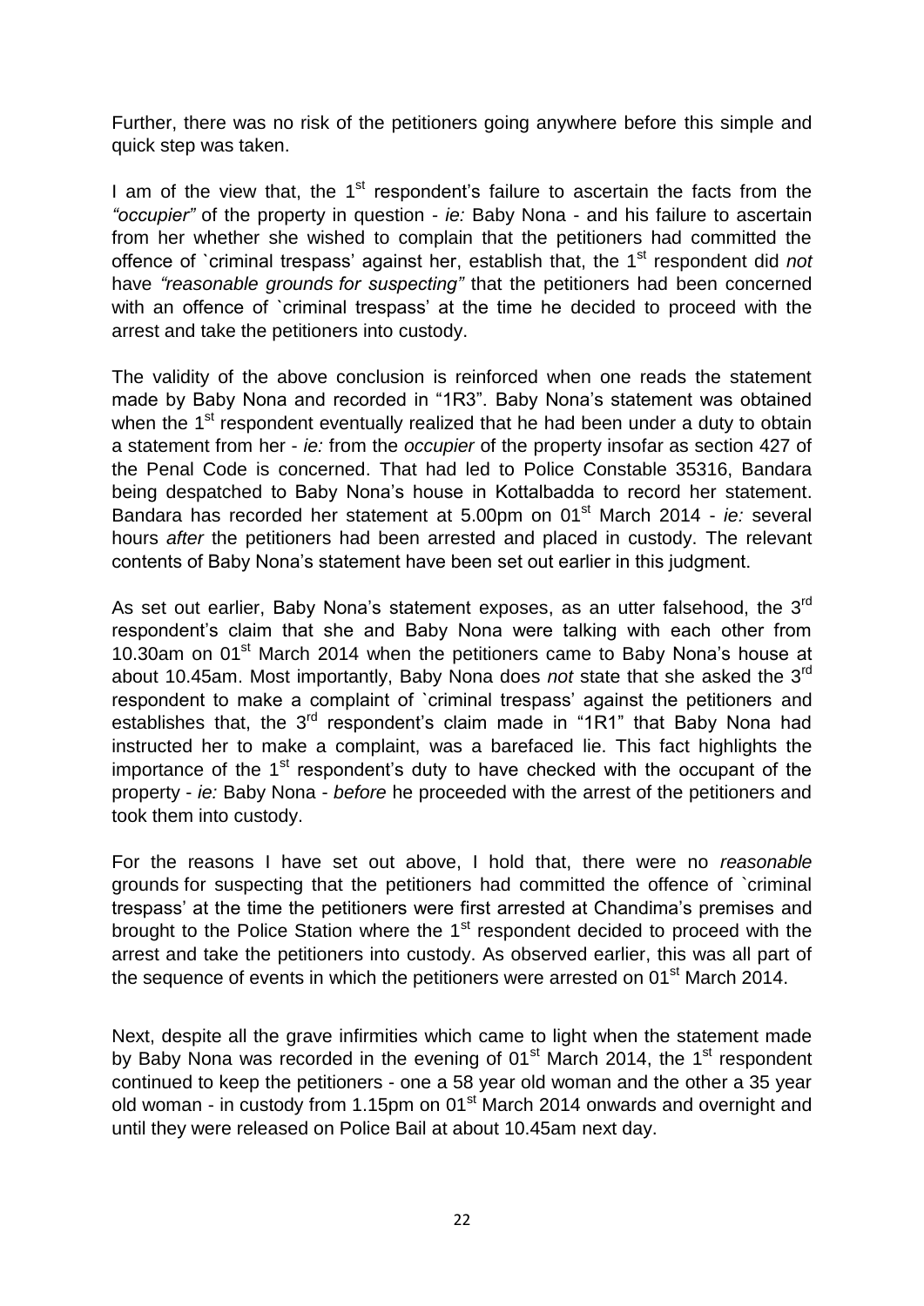Further, there was no risk of the petitioners going anywhere before this simple and quick step was taken.

I am of the view that, the 1st respondent's failure to ascertain the facts from the *"occupier"* of the property in question - *ie:* Baby Nona - and his failure to ascertain from her whether she wished to complain that the petitioners had committed the offence of `criminal trespass' against her, establish that, the 1st respondent did *not* have *"reasonable grounds for suspecting"* that the petitioners had been concerned with an offence of `criminal trespass' at the time he decided to proceed with the arrest and take the petitioners into custody.

The validity of the above conclusion is reinforced when one reads the statement made by Baby Nona and recorded in "1R3". Baby Nona's statement was obtained when the 1st respondent eventually realized that he had been under a duty to obtain a statement from her - *ie:* from the *occupier* of the property insofar as section 427 of the Penal Code is concerned. That had led to Police Constable 35316, Bandara being despatched to Baby Nona's house in Kottalbadda to record her statement. Bandara has recorded her statement at 5.00pm on 01st March 2014 - *ie:* several hours *after* the petitioners had been arrested and placed in custody. The relevant contents of Baby Nona's statement have been set out earlier in this judgment.

As set out earlier, Baby Nona's statement exposes, as an utter falsehood, the 3rd respondent's claim that she and Baby Nona were talking with each other from 10.30am on 01st March 2014 when the petitioners came to Baby Nona's house at about 10.45am. Most importantly, Baby Nona does *not* state that she asked the 3rd respondent to make a complaint of `criminal trespass' against the petitioners and establishes that, the 3rd respondent's claim made in "1R1" that Baby Nona had instructed her to make a complaint, was a barefaced lie. This fact highlights the importance of the 1st respondent's duty to have checked with the occupant of the property - *ie:* Baby Nona - *before* he proceeded with the arrest of the petitioners and took them into custody.

For the reasons I have set out above, I hold that, there were no *reasonable* grounds for suspecting that the petitioners had committed the offence of `criminal trespass' at the time the petitioners were first arrested at Chandima's premises and brought to the Police Station where the 1st respondent decided to proceed with the arrest and take the petitioners into custody. As observed earlier, this was all part of the sequence of events in which the petitioners were arrested on 01st March 2014.

Next, despite all the grave infirmities which came to light when the statement made by Baby Nona was recorded in the evening of 01st March 2014, the 1st respondent continued to keep the petitioners - one a 58 year old woman and the other a 35 year old woman - in custody from 1.15pm on 01st March 2014 onwards and overnight and until they were released on Police Bail at about 10.45am next day.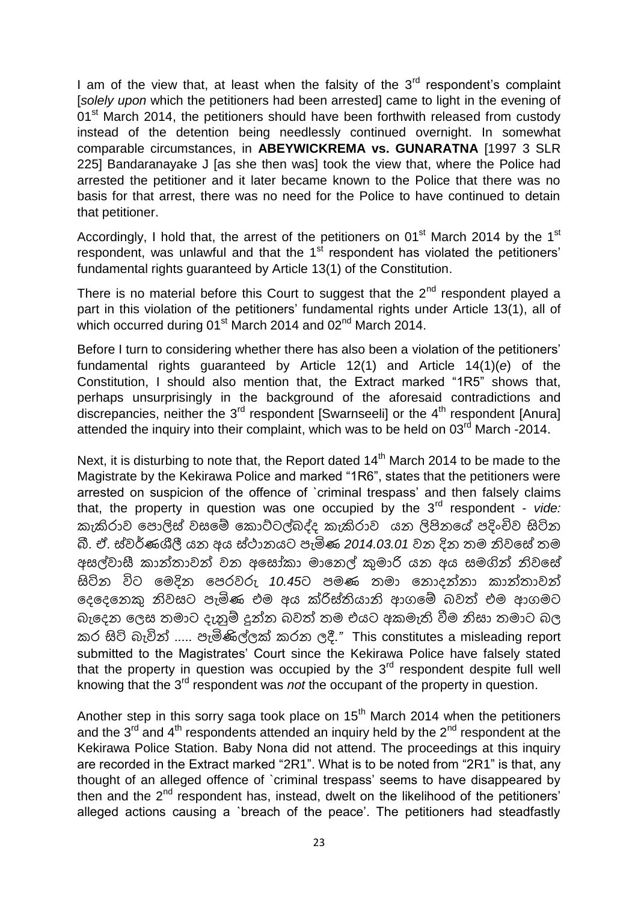I am of the view that, at least when the falsity of the 3rd respondent's complaint [*solely upon* which the petitioners had been arrested] came to light in the evening of 01st March 2014, the petitioners should have been forthwith released from custody instead of the detention being needlessly continued overnight. In somewhat comparable circumstances, in **ABEYWICKREMA vs. GUNARATNA** [1997 3 SLR 225] Bandaranayake J [as she then was] took the view that, where the Police had arrested the petitioner and it later became known to the Police that there was no basis for that arrest, there was no need for the Police to have continued to detain that petitioner.

Accordingly, I hold that, the arrest of the petitioners on 01st March 2014 by the 1st respondent, was unlawful and that the 1st respondent has violated the petitioners' fundamental rights guaranteed by Article 13(1) of the Constitution.

There is no material before this Court to suggest that the 2nd respondent played a part in this violation of the petitioners' fundamental rights under Article 13(1), all of which occurred during 01st March 2014 and 02nd March 2014.

Before I turn to considering whether there has also been a violation of the petitioners' fundamental rights guaranteed by Article 12(1) and Article 14(1)(*e*) of the Constitution, I should also mention that, the Extract marked "1R5" shows that, perhaps unsurprisingly in the background of the aforesaid contradictions and discrepancies, neither the 3rd respondent [Swarnseeli] or the 4th respondent [Anura] attended the inquiry into their complaint, which was to be held on 03rd March -2014.

Next, it is disturbing to note that, the Report dated 14th March 2014 to be made to the Magistrate by the Kekirawa Police and marked "1R6", states that the petitioners were arrested on suspicion of the offence of `criminal trespass' and then falsely claims that, the property in question was one occupied by the 3rd respondent - *vide:* කැකිරාව පොලිස් වසමේ කොට්ටල්බද්ද කැකිරාව යන ලිපිනයේ පදිංචිව සිටින බී. ඒ. ස්වර්ණශීලී යන අය ස්ථානයට පැමිණ *2014.03.01* වන දින තම නිවසේ තම අසල්වාසී කාන්තාවන් වන අසෝකා මානෙල් කුමාරි යන අය සමගින් නිවසේ සිටින විට මෙදින පෙරවරු *10.45*ට පමණ තමා නොදන්නා කාන්තාවන් දෙදෙනෙකු නිවසට පැමිණ එම අය ක්‍රිස්තියානි ආගමේ බවත් එම ආගමට බැදෙන ලෙස තමාට දැනුම් දුන්න බවත් තම එයට අකමැති වීම නිසා තමාට බල කර සිටි බැවින් ..... පැමිණිල්ලක් කරන ලදී.*"* This constitutes a misleading report submitted to the Magistrates' Court since the Kekirawa Police have falsely stated that the property in question was occupied by the 3rd respondent despite full well knowing that the 3rd respondent was *not* the occupant of the property in question.

Another step in this sorry saga took place on 15th March 2014 when the petitioners and the 3rd and 4th respondents attended an inquiry held by the 2nd respondent at the Kekirawa Police Station. Baby Nona did not attend. The proceedings at this inquiry are recorded in the Extract marked "2R1". What is to be noted from "2R1" is that, any thought of an alleged offence of `criminal trespass' seems to have disappeared by then and the 2nd respondent has, instead, dwelt on the likelihood of the petitioners' alleged actions causing a `breach of the peace'. The petitioners had steadfastly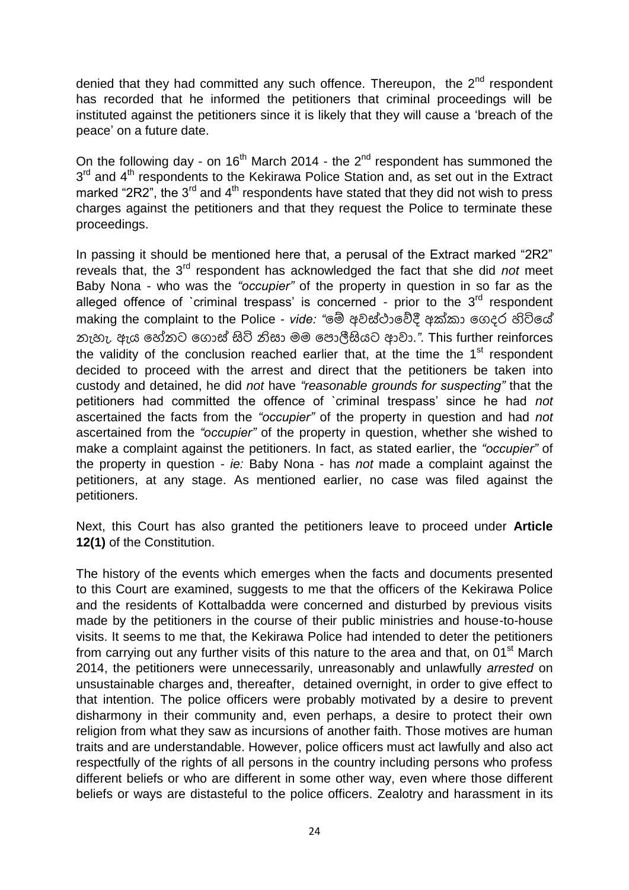denied that they had committed any such offence. Thereupon, the 2nd respondent has recorded that he informed the petitioners that criminal proceedings will be instituted against the petitioners since it is likely that they will cause a 'breach of the peace' on a future date.

On the following day - on 16th March 2014 - the 2nd respondent has summoned the 3rd and 4th respondents to the Kekirawa Police Station and, as set out in the Extract marked "2R2", the 3rd and 4th respondents have stated that they did not wish to press charges against the petitioners and that they request the Police to terminate these proceedings.

In passing it should be mentioned here that, a perusal of the Extract marked "2R2" reveals that, the 3rd respondent has acknowledged the fact that she did *not* meet Baby Nona - who was the *"occupier"* of the property in question in so far as the alleged offence of `criminal trespass' is concerned - prior to the 3rd respondent making the complaint to the Police - *vide: "*මේ අවස්ථාවේදී අක්කා ගෙදර හිටියේ නැහැ. ඇය හේනට ගොස් සිටි නිසා මම පොලීසියට ආවා.*"*. This further reinforces the validity of the conclusion reached earlier that, at the time the 1st respondent decided to proceed with the arrest and direct that the petitioners be taken into custody and detained, he did *not* have *"reasonable grounds for suspecting"* that the petitioners had committed the offence of `criminal trespass' since he had *not* ascertained the facts from the *"occupier"* of the property in question and had *not* ascertained from the *"occupier"* of the property in question, whether she wished to make a complaint against the petitioners. In fact, as stated earlier, the *"occupier"* of the property in question - *ie:* Baby Nona - has *not* made a complaint against the petitioners, at any stage. As mentioned earlier, no case was filed against the petitioners.

Next, this Court has also granted the petitioners leave to proceed under **Article 12(1)** of the Constitution.

The history of the events which emerges when the facts and documents presented to this Court are examined, suggests to me that the officers of the Kekirawa Police and the residents of Kottalbadda were concerned and disturbed by previous visits made by the petitioners in the course of their public ministries and house-to-house visits. It seems to me that, the Kekirawa Police had intended to deter the petitioners from carrying out any further visits of this nature to the area and that, on 01st March 2014, the petitioners were unnecessarily, unreasonably and unlawfully *arrested* on unsustainable charges and, thereafter, detained overnight, in order to give effect to that intention. The police officers were probably motivated by a desire to prevent disharmony in their community and, even perhaps, a desire to protect their own religion from what they saw as incursions of another faith. Those motives are human traits and are understandable. However, police officers must act lawfully and also act respectfully of the rights of all persons in the country including persons who profess different beliefs or who are different in some other way, even where those different beliefs or ways are distasteful to the police officers. Zealotry and harassment in its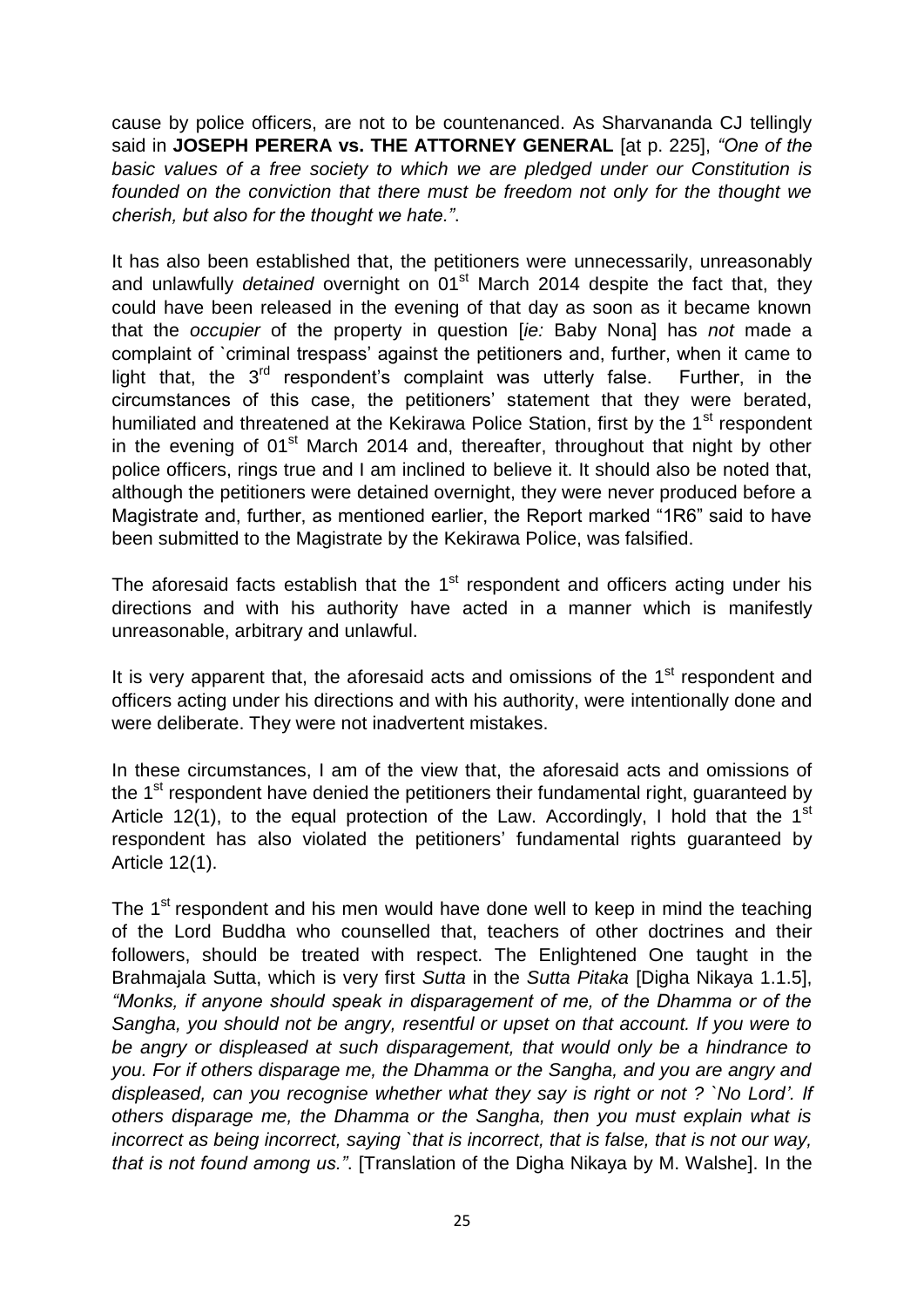cause by police officers, are not to be countenanced. As Sharvananda CJ tellingly said in **JOSEPH PERERA vs. THE ATTORNEY GENERAL** [at p. 225], *"One of the basic values of a free society to which we are pledged under our Constitution is founded on the conviction that there must be freedom not only for the thought we cherish, but also for the thought we hate."*.

It has also been established that, the petitioners were unnecessarily, unreasonably and unlawfully *detained* overnight on 01st March 2014 despite the fact that, they could have been released in the evening of that day as soon as it became known that the *occupier* of the property in question [*ie:* Baby Nona] has *not* made a complaint of `criminal trespass' against the petitioners and, further, when it came to light that, the 3rd respondent's complaint was utterly false. Further, in the circumstances of this case, the petitioners' statement that they were berated, humiliated and threatened at the Kekirawa Police Station, first by the 1st respondent in the evening of 01st March 2014 and, thereafter, throughout that night by other police officers, rings true and I am inclined to believe it. It should also be noted that, although the petitioners were detained overnight, they were never produced before a Magistrate and, further, as mentioned earlier, the Report marked "1R6" said to have been submitted to the Magistrate by the Kekirawa Police, was falsified.

The aforesaid facts establish that the 1st respondent and officers acting under his directions and with his authority have acted in a manner which is manifestly unreasonable, arbitrary and unlawful.

It is very apparent that, the aforesaid acts and omissions of the 1st respondent and officers acting under his directions and with his authority, were intentionally done and were deliberate. They were not inadvertent mistakes.

In these circumstances, I am of the view that, the aforesaid acts and omissions of the 1st respondent have denied the petitioners their fundamental right, guaranteed by Article 12(1), to the equal protection of the Law. Accordingly, I hold that the 1st respondent has also violated the petitioners' fundamental rights guaranteed by Article 12(1).

The 1st respondent and his men would have done well to keep in mind the teaching of the Lord Buddha who counselled that, teachers of other doctrines and their followers, should be treated with respect. The Enlightened One taught in the Brahmajala Sutta, which is very first *Sutta* in the *Sutta Pitaka* [Digha Nikaya 1.1.5], *"Monks, if anyone should speak in disparagement of me, of the Dhamma or of the Sangha, you should not be angry, resentful or upset on that account. If you were to be angry or displeased at such disparagement, that would only be a hindrance to you. For if others disparage me, the Dhamma or the Sangha, and you are angry and displeased, can you recognise whether what they say is right or not ? `No Lord'. If others disparage me, the Dhamma or the Sangha, then you must explain what is incorrect as being incorrect, saying `that is incorrect, that is false, that is not our way, that is not found among us."*. [Translation of the Digha Nikaya by M. Walshe]. In the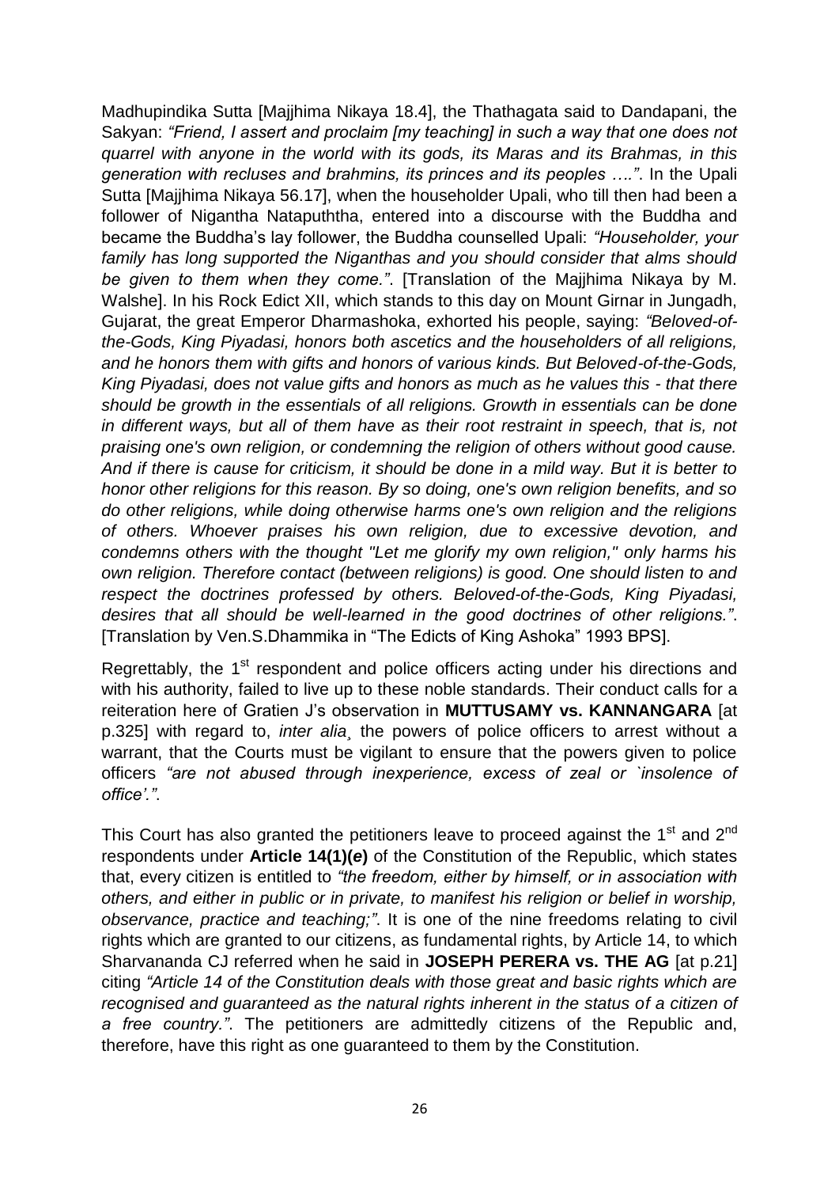Madhupindika Sutta [Majjhima Nikaya 18.4], the Thathagata said to Dandapani, the Sakyan: *"Friend, I assert and proclaim [my teaching] in such a way that one does not quarrel with anyone in the world with its gods, its Maras and its Brahmas, in this generation with recluses and brahmins, its princes and its peoples …."*. In the Upali Sutta [Majjhima Nikaya 56.17], when the householder Upali, who till then had been a follower of Nigantha Natapuththa, entered into a discourse with the Buddha and became the Buddha's lay follower, the Buddha counselled Upali: *"Householder, your family has long supported the Niganthas and you should consider that alms should be given to them when they come."*. [Translation of the Majjhima Nikaya by M. Walshe]. In his Rock Edict XII, which stands to this day on Mount Girnar in Jungadh, Gujarat, the great Emperor Dharmashoka, exhorted his people, saying: *"Beloved-of-the-Gods, King Piyadasi, honors both ascetics and the householders of all religions, and he honors them with gifts and honors of various kinds. But Beloved-of-the-Gods, King Piyadasi, does not value gifts and honors as much as he values this - that there should be growth in the essentials of all religions. Growth in essentials can be done in different ways, but all of them have as their root restraint in speech, that is, not praising one's own religion, or condemning the religion of others without good cause. And if there is cause for criticism, it should be done in a mild way. But it is better to honor other religions for this reason. By so doing, one's own religion benefits, and so do other religions, while doing otherwise harms one's own religion and the religions of others. Whoever praises his own religion, due to excessive devotion, and condemns others with the thought "Let me glorify my own religion," only harms his own religion. Therefore contact (between religions) is good. One should listen to and respect the doctrines professed by others. Beloved-of-the-Gods, King Piyadasi, desires that all should be well-learned in the good doctrines of other religions."*. [Translation by Ven.S.Dhammika in "The Edicts of King Ashoka" 1993 BPS].

Regrettably, the 1st respondent and police officers acting under his directions and with his authority, failed to live up to these noble standards. Their conduct calls for a reiteration here of Gratien J's observation in **MUTTUSAMY vs. KANNANGARA** [at p.325] with regard to, *inter alia*¸ the powers of police officers to arrest without a warrant, that the Courts must be vigilant to ensure that the powers given to police officers *"are not abused through inexperience, excess of zeal or `insolence of office'."*.

This Court has also granted the petitioners leave to proceed against the 1st and 2nd respondents under **Article 14(1)(*e*)** of the Constitution of the Republic, which states that, every citizen is entitled to *"the freedom, either by himself, or in association with others, and either in public or in private, to manifest his religion or belief in worship, observance, practice and teaching;"*. It is one of the nine freedoms relating to civil rights which are granted to our citizens, as fundamental rights, by Article 14, to which Sharvananda CJ referred when he said in **JOSEPH PERERA vs. THE AG** [at p.21] citing *"Article 14 of the Constitution deals with those great and basic rights which are recognised and guaranteed as the natural rights inherent in the status of a citizen of a free country."*. The petitioners are admittedly citizens of the Republic and, therefore, have this right as one guaranteed to them by the Constitution.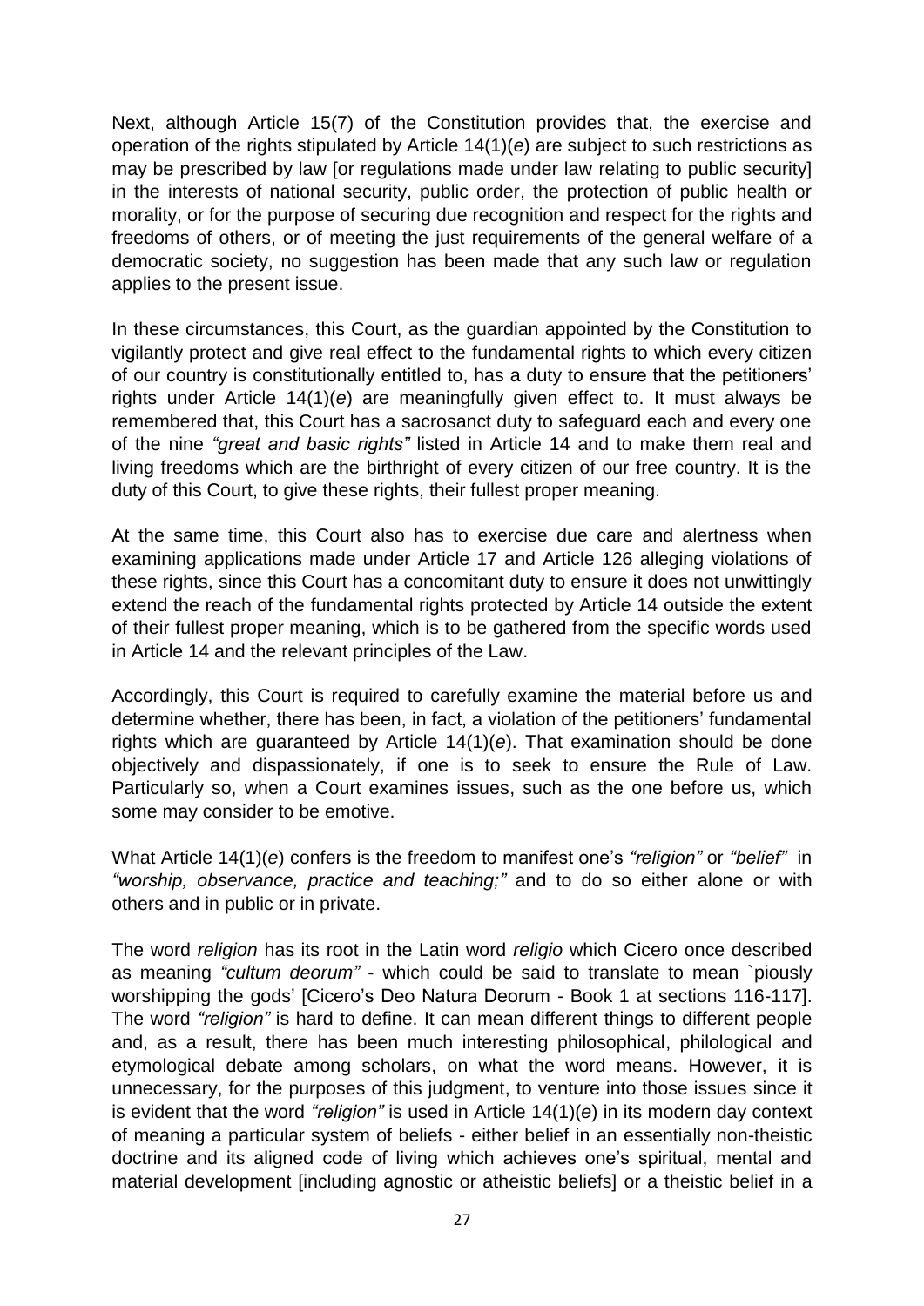Next, although Article 15(7) of the Constitution provides that, the exercise and operation of the rights stipulated by Article 14(1)(*e*) are subject to such restrictions as may be prescribed by law [or regulations made under law relating to public security] in the interests of national security, public order, the protection of public health or morality, or for the purpose of securing due recognition and respect for the rights and freedoms of others, or of meeting the just requirements of the general welfare of a democratic society, no suggestion has been made that any such law or regulation applies to the present issue.

In these circumstances, this Court, as the guardian appointed by the Constitution to vigilantly protect and give real effect to the fundamental rights to which every citizen of our country is constitutionally entitled to, has a duty to ensure that the petitioners' rights under Article 14(1)(*e*) are meaningfully given effect to. It must always be remembered that, this Court has a sacrosanct duty to safeguard each and every one of the nine *"great and basic rights"* listed in Article 14 and to make them real and living freedoms which are the birthright of every citizen of our free country. It is the duty of this Court, to give these rights, their fullest proper meaning.

At the same time, this Court also has to exercise due care and alertness when examining applications made under Article 17 and Article 126 alleging violations of these rights, since this Court has a concomitant duty to ensure it does not unwittingly extend the reach of the fundamental rights protected by Article 14 outside the extent of their fullest proper meaning, which is to be gathered from the specific words used in Article 14 and the relevant principles of the Law.

Accordingly, this Court is required to carefully examine the material before us and determine whether, there has been, in fact, a violation of the petitioners' fundamental rights which are guaranteed by Article 14(1)(*e*). That examination should be done objectively and dispassionately, if one is to seek to ensure the Rule of Law. Particularly so, when a Court examines issues, such as the one before us, which some may consider to be emotive.

What Article 14(1)(*e*) confers is the freedom to manifest one's *"religion"* or *"belief"* in *"worship, observance, practice and teaching;"* and to do so either alone or with others and in public or in private.

The word *religion* has its root in the Latin word *religio* which Cicero once described as meaning *"cultum deorum"* - which could be said to translate to mean `piously worshipping the gods' [Cicero's Deo Natura Deorum - Book 1 at sections 116-117]. The word *"religion"* is hard to define. It can mean different things to different people and, as a result, there has been much interesting philosophical, philological and etymological debate among scholars, on what the word means. However, it is unnecessary, for the purposes of this judgment, to venture into those issues since it is evident that the word *"religion"* is used in Article 14(1)(*e*) in its modern day context of meaning a particular system of beliefs - either belief in an essentially non-theistic doctrine and its aligned code of living which achieves one's spiritual, mental and material development [including agnostic or atheistic beliefs] or a theistic belief in a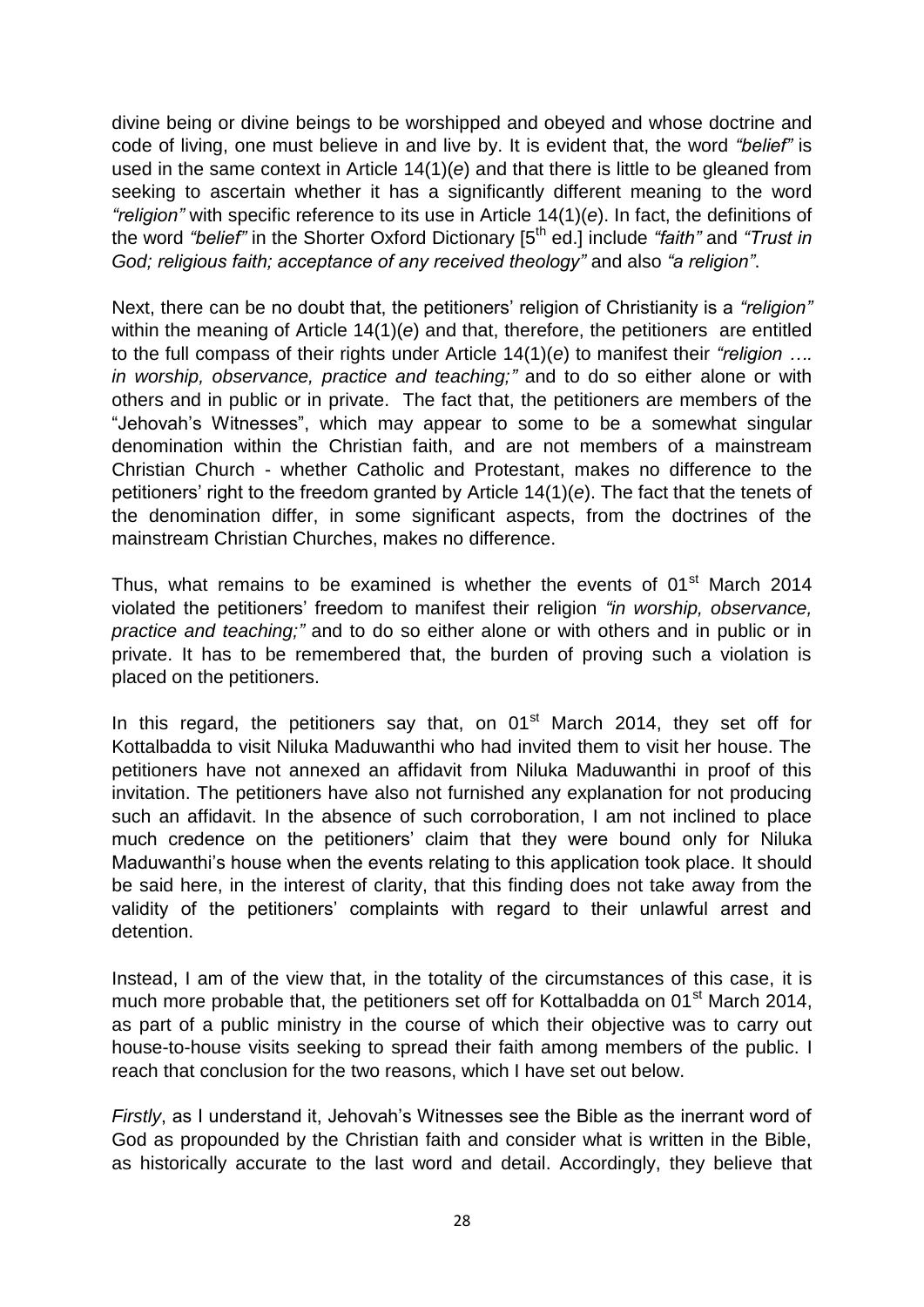divine being or divine beings to be worshipped and obeyed and whose doctrine and code of living, one must believe in and live by. It is evident that, the word *"belief"* is used in the same context in Article 14(1)(*e*) and that there is little to be gleaned from seeking to ascertain whether it has a significantly different meaning to the word *"religion"* with specific reference to its use in Article 14(1)(*e*). In fact, the definitions of the word *"belief"* in the Shorter Oxford Dictionary [5th ed.] include *"faith"* and *"Trust in God; religious faith; acceptance of any received theology"* and also *"a religion"*.

Next, there can be no doubt that, the petitioners' religion of Christianity is a *"religion"* within the meaning of Article 14(1)(*e*) and that, therefore, the petitioners are entitled to the full compass of their rights under Article 14(1)(*e*) to manifest their *"religion …. in worship, observance, practice and teaching;"* and to do so either alone or with others and in public or in private. The fact that, the petitioners are members of the "Jehovah's Witnesses", which may appear to some to be a somewhat singular denomination within the Christian faith, and are not members of a mainstream Christian Church - whether Catholic and Protestant, makes no difference to the petitioners' right to the freedom granted by Article 14(1)(*e*). The fact that the tenets of the denomination differ, in some significant aspects, from the doctrines of the mainstream Christian Churches, makes no difference.

Thus, what remains to be examined is whether the events of 01st March 2014 violated the petitioners' freedom to manifest their religion *"in worship, observance, practice and teaching;"* and to do so either alone or with others and in public or in private. It has to be remembered that, the burden of proving such a violation is placed on the petitioners.

In this regard, the petitioners say that, on 01st March 2014, they set off for Kottalbadda to visit Niluka Maduwanthi who had invited them to visit her house. The petitioners have not annexed an affidavit from Niluka Maduwanthi in proof of this invitation. The petitioners have also not furnished any explanation for not producing such an affidavit. In the absence of such corroboration, I am not inclined to place much credence on the petitioners' claim that they were bound only for Niluka Maduwanthi's house when the events relating to this application took place. It should be said here, in the interest of clarity, that this finding does not take away from the validity of the petitioners' complaints with regard to their unlawful arrest and detention.

Instead, I am of the view that, in the totality of the circumstances of this case, it is much more probable that, the petitioners set off for Kottalbadda on 01st March 2014, as part of a public ministry in the course of which their objective was to carry out house-to-house visits seeking to spread their faith among members of the public. I reach that conclusion for the two reasons, which I have set out below.

*Firstly*, as I understand it, Jehovah's Witnesses see the Bible as the inerrant word of God as propounded by the Christian faith and consider what is written in the Bible, as historically accurate to the last word and detail. Accordingly, they believe that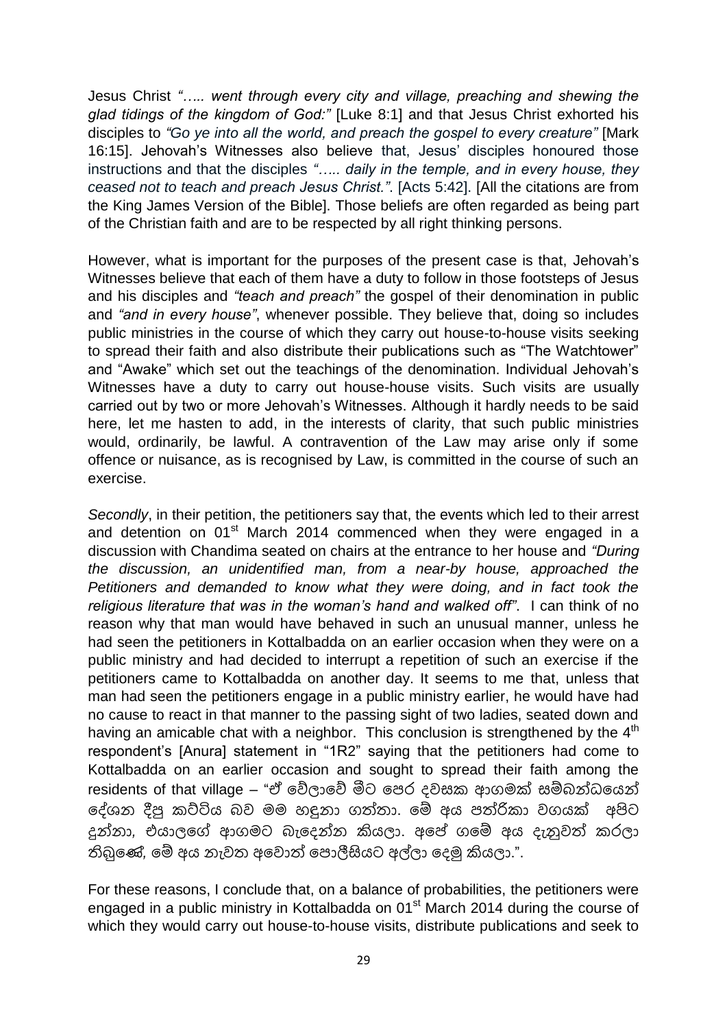Jesus Christ *"….. went through every city and village, preaching and shewing the glad tidings of the kingdom of God:"* [Luke 8:1] and that Jesus Christ exhorted his disciples to *"Go ye into all the world, and preach the gospel to every creature"* [Mark 16:15]. Jehovah's Witnesses also believe that, Jesus' disciples honoured those instructions and that the disciples *"….. daily in the temple, and in every house, they ceased not to teach and preach Jesus Christ."*. [Acts 5:42]. [All the citations are from the King James Version of the Bible]. Those beliefs are often regarded as being part of the Christian faith and are to be respected by all right thinking persons.

However, what is important for the purposes of the present case is that, Jehovah's Witnesses believe that each of them have a duty to follow in those footsteps of Jesus and his disciples and *"teach and preach"* the gospel of their denomination in public and *"and in every house"*, whenever possible. They believe that, doing so includes public ministries in the course of which they carry out house-to-house visits seeking to spread their faith and also distribute their publications such as "The Watchtower" and "Awake" which set out the teachings of the denomination. Individual Jehovah's Witnesses have a duty to carry out house-house visits. Such visits are usually carried out by two or more Jehovah's Witnesses. Although it hardly needs to be said here, let me hasten to add, in the interests of clarity, that such public ministries would, ordinarily, be lawful. A contravention of the Law may arise only if some offence or nuisance, as is recognised by Law, is committed in the course of such an exercise.

*Secondly*, in their petition, the petitioners say that, the events which led to their arrest and detention on 01[st] March 2014 commenced when they were engaged in a discussion with Chandima seated on chairs at the entrance to her house and *"During the discussion, an unidentified man, from a near-by house, approached the Petitioners and demanded to know what they were doing, and in fact took the religious literature that was in the woman's hand and walked off"*. I can think of no reason why that man would have behaved in such an unusual manner, unless he had seen the petitioners in Kottalbadda on an earlier occasion when they were on a public ministry and had decided to interrupt a repetition of such an exercise if the petitioners came to Kottalbadda on another day. It seems to me that, unless that man had seen the petitioners engage in a public ministry earlier, he would have had no cause to react in that manner to the passing sight of two ladies, seated down and having an amicable chat with a neighbor. This conclusion is strengthened by the 4[th] respondent's [Anura] statement in "1R2" saying that the petitioners had come to Kottalbadda on an earlier occasion and sought to spread their faith among the residents of that village – "ඒ වේලාවේ මීට පෙර දවසක ආගමක් සම්බන්ධයෙන් දේශන දීපු කට්ටිය බව මම හඳුනා ගත්තා. මේ අය පත්‍රිකා වගයක් අපිට දුන්නා, එයාලගේ ආගමට බැදෙන්න කියලා. අපේ ගමේ අය දැනුවත් කරලා තිබුණේ, මේ අය නැවත අවොත් පොලීසියට අල්ලා දෙමු කියලා.".

For these reasons, I conclude that, on a balance of probabilities, the petitioners were engaged in a public ministry in Kottalbadda on 01[st] March 2014 during the course of which they would carry out house-to-house visits, distribute publications and seek to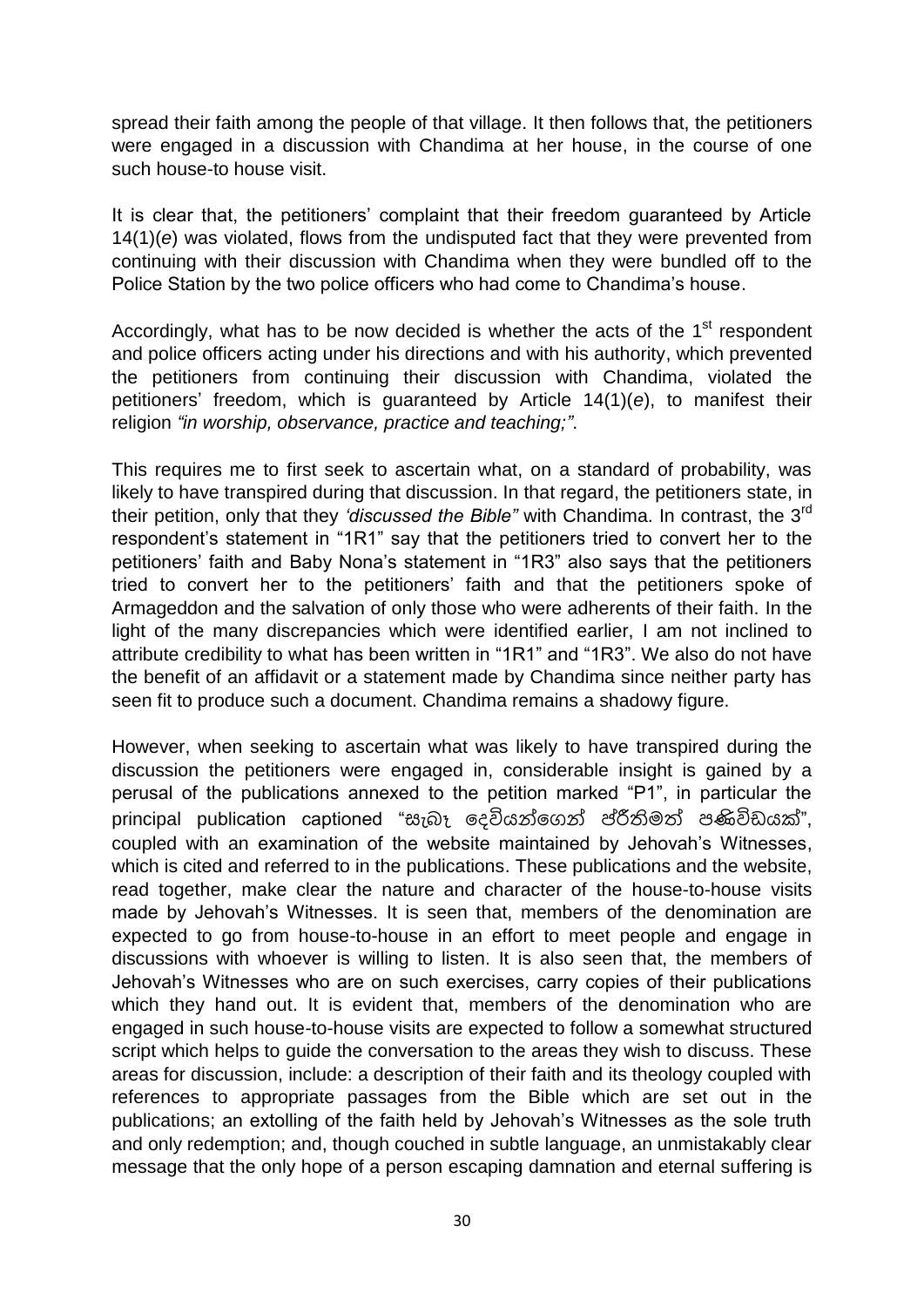spread their faith among the people of that village. It then follows that, the petitioners were engaged in a discussion with Chandima at her house, in the course of one such house-to house visit.

It is clear that, the petitioners' complaint that their freedom guaranteed by Article 14(1)(*e*) was violated, flows from the undisputed fact that they were prevented from continuing with their discussion with Chandima when they were bundled off to the Police Station by the two police officers who had come to Chandima's house.

Accordingly, what has to be now decided is whether the acts of the 1st respondent and police officers acting under his directions and with his authority, which prevented the petitioners from continuing their discussion with Chandima, violated the petitioners' freedom, which is guaranteed by Article 14(1)(*e*), to manifest their religion *"in worship, observance, practice and teaching;"*.

This requires me to first seek to ascertain what, on a standard of probability, was likely to have transpired during that discussion. In that regard, the petitioners state, in their petition, only that they *'discussed the Bible"* with Chandima. In contrast, the 3rd respondent's statement in "1R1" say that the petitioners tried to convert her to the petitioners' faith and Baby Nona's statement in "1R3" also says that the petitioners tried to convert her to the petitioners' faith and that the petitioners spoke of Armageddon and the salvation of only those who were adherents of their faith. In the light of the many discrepancies which were identified earlier, I am not inclined to attribute credibility to what has been written in "1R1" and "1R3". We also do not have the benefit of an affidavit or a statement made by Chandima since neither party has seen fit to produce such a document. Chandima remains a shadowy figure.

However, when seeking to ascertain what was likely to have transpired during the discussion the petitioners were engaged in, considerable insight is gained by a perusal of the publications annexed to the petition marked "P1", in particular the principal publication captioned "සැබෑ දෙවියන්ගෙන් ප්‍රීතිමත් පණිවිඩයක්", coupled with an examination of the website maintained by Jehovah's Witnesses, which is cited and referred to in the publications. These publications and the website, read together, make clear the nature and character of the house-to-house visits made by Jehovah's Witnesses. It is seen that, members of the denomination are expected to go from house-to-house in an effort to meet people and engage in discussions with whoever is willing to listen. It is also seen that, the members of Jehovah's Witnesses who are on such exercises, carry copies of their publications which they hand out. It is evident that, members of the denomination who are engaged in such house-to-house visits are expected to follow a somewhat structured script which helps to guide the conversation to the areas they wish to discuss. These areas for discussion, include: a description of their faith and its theology coupled with references to appropriate passages from the Bible which are set out in the publications; an extolling of the faith held by Jehovah's Witnesses as the sole truth and only redemption; and, though couched in subtle language, an unmistakably clear message that the only hope of a person escaping damnation and eternal suffering is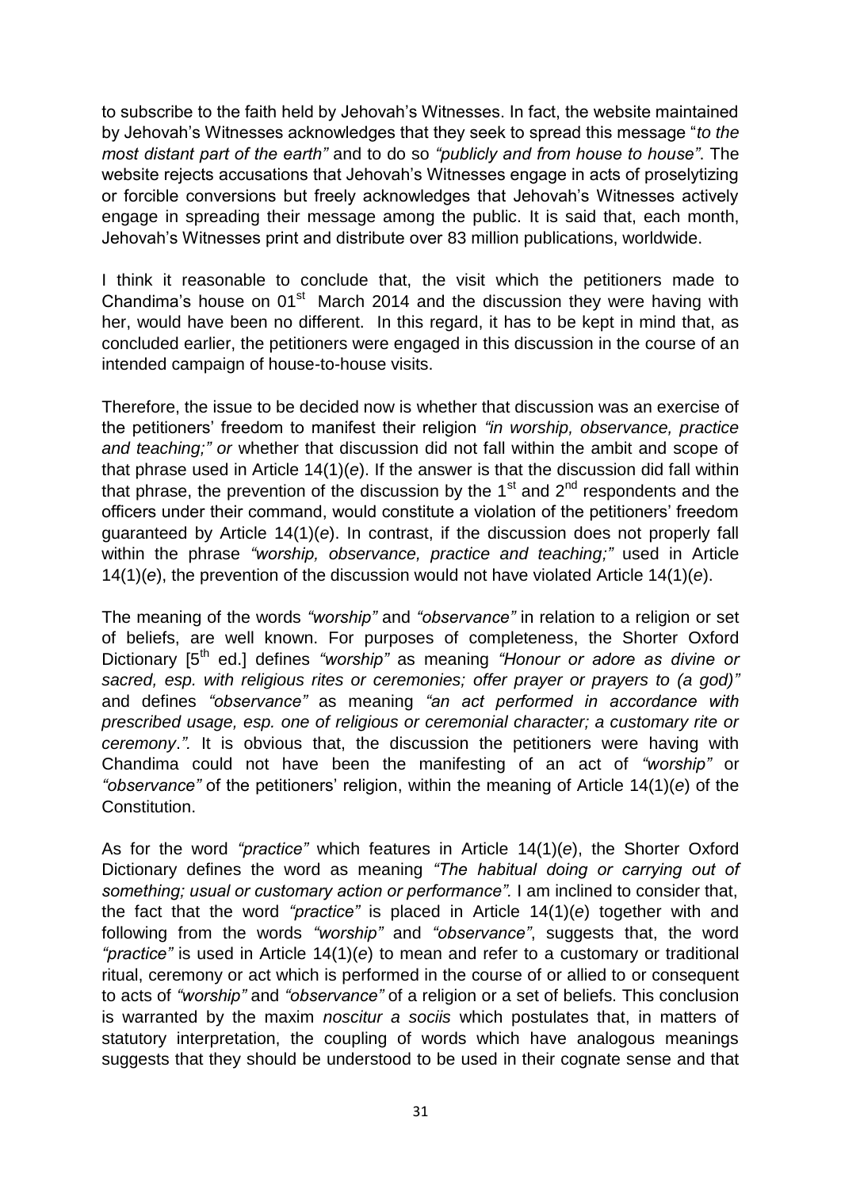to subscribe to the faith held by Jehovah's Witnesses. In fact, the website maintained by Jehovah's Witnesses acknowledges that they seek to spread this message "*to the most distant part of the earth"* and to do so *"publicly and from house to house"*. The website rejects accusations that Jehovah's Witnesses engage in acts of proselytizing or forcible conversions but freely acknowledges that Jehovah's Witnesses actively engage in spreading their message among the public. It is said that, each month, Jehovah's Witnesses print and distribute over 83 million publications, worldwide.

I think it reasonable to conclude that, the visit which the petitioners made to Chandima's house on 01st March 2014 and the discussion they were having with her, would have been no different. In this regard, it has to be kept in mind that, as concluded earlier, the petitioners were engaged in this discussion in the course of an intended campaign of house-to-house visits.

Therefore, the issue to be decided now is whether that discussion was an exercise of the petitioners' freedom to manifest their religion *"in worship, observance, practice and teaching;" or* whether that discussion did not fall within the ambit and scope of that phrase used in Article 14(1)(*e*). If the answer is that the discussion did fall within that phrase, the prevention of the discussion by the 1st and 2nd respondents and the officers under their command, would constitute a violation of the petitioners' freedom guaranteed by Article 14(1)(*e*). In contrast, if the discussion does not properly fall within the phrase *"worship, observance, practice and teaching;"* used in Article 14(1)(*e*), the prevention of the discussion would not have violated Article 14(1)(*e*).

The meaning of the words *"worship"* and *"observance"* in relation to a religion or set of beliefs, are well known. For purposes of completeness, the Shorter Oxford Dictionary [5th ed.] defines *"worship"* as meaning *"Honour or adore as divine or sacred, esp. with religious rites or ceremonies; offer prayer or prayers to (a god)"* and defines *"observance"* as meaning *"an act performed in accordance with prescribed usage, esp. one of religious or ceremonial character; a customary rite or ceremony.".* It is obvious that, the discussion the petitioners were having with Chandima could not have been the manifesting of an act of *"worship"* or *"observance"* of the petitioners' religion, within the meaning of Article 14(1)(*e*) of the Constitution.

As for the word *"practice"* which features in Article 14(1)(*e*), the Shorter Oxford Dictionary defines the word as meaning *"The habitual doing or carrying out of something; usual or customary action or performance".* I am inclined to consider that, the fact that the word *"practice"* is placed in Article 14(1)(*e*) together with and following from the words *"worship"* and *"observance"*, suggests that, the word *"practice"* is used in Article 14(1)(*e*) to mean and refer to a customary or traditional ritual, ceremony or act which is performed in the course of or allied to or consequent to acts of *"worship"* and *"observance"* of a religion or a set of beliefs. This conclusion is warranted by the maxim *noscitur a sociis* which postulates that, in matters of statutory interpretation, the coupling of words which have analogous meanings suggests that they should be understood to be used in their cognate sense and that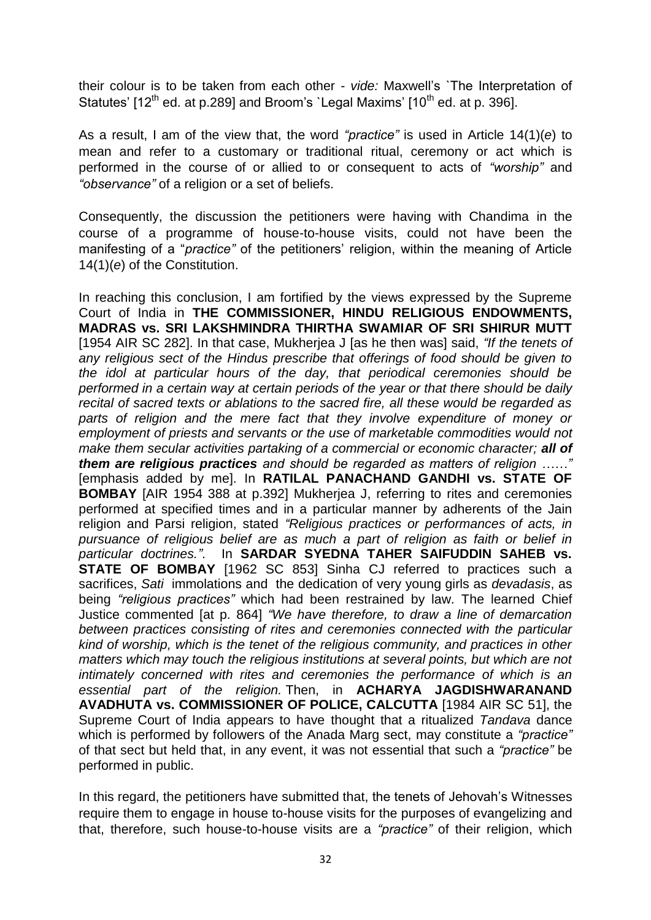their colour is to be taken from each other - *vide:* Maxwell's `The Interpretation of Statutes' [12th ed. at p.289] and Broom's `Legal Maxims' [10th ed. at p. 396].

As a result, I am of the view that, the word *"practice"* is used in Article 14(1)(*e*) to mean and refer to a customary or traditional ritual, ceremony or act which is performed in the course of or allied to or consequent to acts of *"worship"* and *"observance"* of a religion or a set of beliefs.

Consequently, the discussion the petitioners were having with Chandima in the course of a programme of house-to-house visits, could not have been the manifesting of a "*practice"* of the petitioners' religion, within the meaning of Article 14(1)(*e*) of the Constitution.

In reaching this conclusion, I am fortified by the views expressed by the Supreme Court of India in **THE COMMISSIONER, HINDU RELIGIOUS ENDOWMENTS, MADRAS vs. SRI LAKSHMINDRA THIRTHA SWAMIAR OF SRI SHIRUR MUTT** [1954 AIR SC 282]. In that case, Mukherjea J [as he then was] said, *"If the tenets of any religious sect of the Hindus prescribe that offerings of food should be given to the idol at particular hours of the day, that periodical ceremonies should be performed in a certain way at certain periods of the year or that there should be daily recital of sacred texts or ablations to the sacred fire, all these would be regarded as parts of religion and the mere fact that they involve expenditure of money or employment of priests and servants or the use of marketable commodities would not make them secular activities partaking of a commercial or economic character;* ***all of them are religious practices*** *and should be regarded as matters of religion ……"* [emphasis added by me]. In **RATILAL PANACHAND GANDHI vs. STATE OF BOMBAY** [AIR 1954 388 at p.392] Mukherjea J, referring to rites and ceremonies performed at specified times and in a particular manner by adherents of the Jain religion and Parsi religion, stated *"Religious practices or performances of acts, in pursuance of religious belief are as much a part of religion as faith or belief in particular doctrines."*. In **SARDAR SYEDNA TAHER SAIFUDDIN SAHEB vs. STATE OF BOMBAY** [1962 SC 853] Sinha CJ referred to practices such a sacrifices, *Sati* immolations and the dedication of very young girls as *devadasis*, as being *"religious practices"* which had been restrained by law. The learned Chief Justice commented [at p. 864] *"We have therefore, to draw a line of demarcation between practices consisting of rites and ceremonies connected with the particular kind of worship, which is the tenet of the religious community, and practices in other matters which may touch the religious institutions at several points, but which are not intimately concerned with rites and ceremonies the performance of which is an essential part of the religion.* Then, in **ACHARYA JAGDISHWARANAND AVADHUTA vs. COMMISSIONER OF POLICE, CALCUTTA** [1984 AIR SC 51], the Supreme Court of India appears to have thought that a ritualized *Tandava* dance which is performed by followers of the Anada Marg sect, may constitute a *"practice"* of that sect but held that, in any event, it was not essential that such a *"practice"* be performed in public.

In this regard, the petitioners have submitted that, the tenets of Jehovah's Witnesses require them to engage in house to-house visits for the purposes of evangelizing and that, therefore, such house-to-house visits are a *"practice"* of their religion, which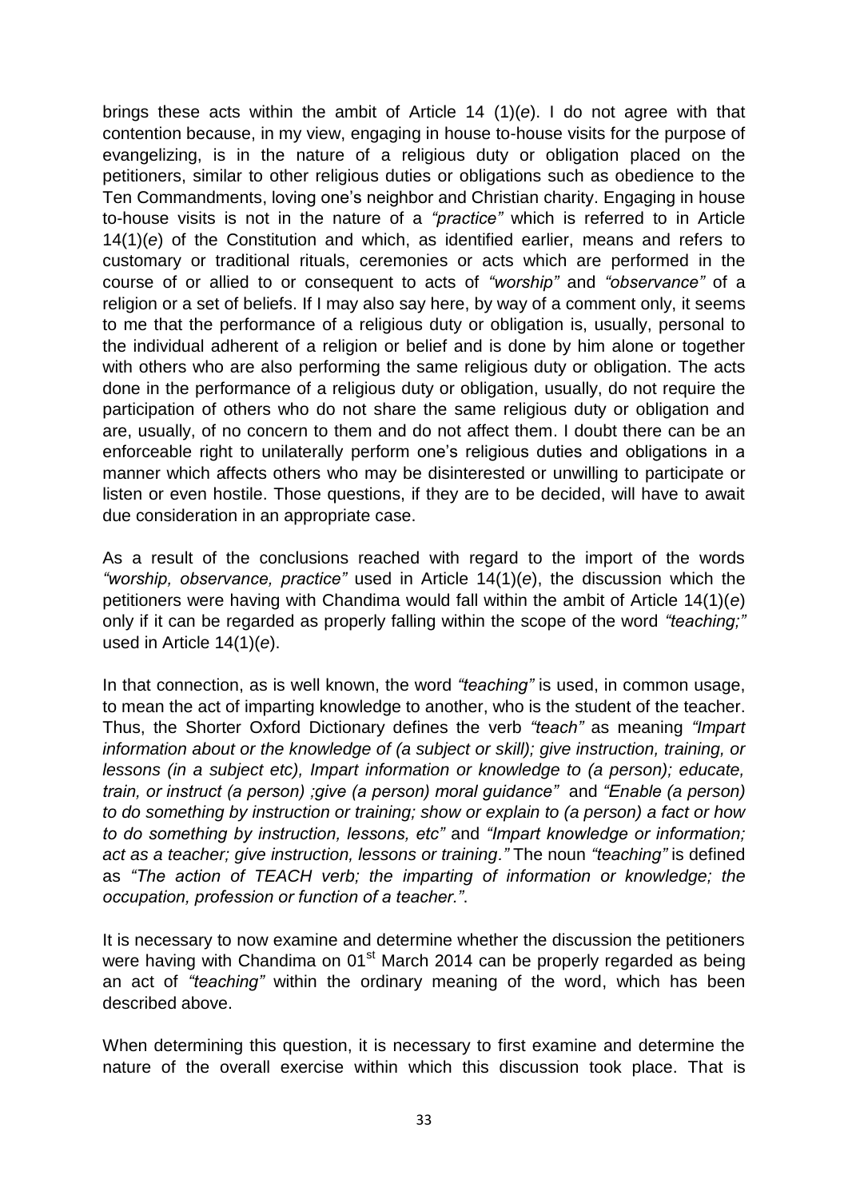brings these acts within the ambit of Article 14 (1)(*e*). I do not agree with that contention because, in my view, engaging in house to-house visits for the purpose of evangelizing, is in the nature of a religious duty or obligation placed on the petitioners, similar to other religious duties or obligations such as obedience to the Ten Commandments, loving one's neighbor and Christian charity. Engaging in house to-house visits is not in the nature of a *"practice"* which is referred to in Article 14(1)(*e*) of the Constitution and which, as identified earlier, means and refers to customary or traditional rituals, ceremonies or acts which are performed in the course of or allied to or consequent to acts of *"worship"* and *"observance"* of a religion or a set of beliefs. If I may also say here, by way of a comment only, it seems to me that the performance of a religious duty or obligation is, usually, personal to the individual adherent of a religion or belief and is done by him alone or together with others who are also performing the same religious duty or obligation. The acts done in the performance of a religious duty or obligation, usually, do not require the participation of others who do not share the same religious duty or obligation and are, usually, of no concern to them and do not affect them. I doubt there can be an enforceable right to unilaterally perform one's religious duties and obligations in a manner which affects others who may be disinterested or unwilling to participate or listen or even hostile. Those questions, if they are to be decided, will have to await due consideration in an appropriate case.

As a result of the conclusions reached with regard to the import of the words *"worship, observance, practice"* used in Article 14(1)(*e*), the discussion which the petitioners were having with Chandima would fall within the ambit of Article 14(1)(*e*) only if it can be regarded as properly falling within the scope of the word *"teaching;"* used in Article 14(1)(*e*).

In that connection, as is well known, the word *"teaching"* is used, in common usage, to mean the act of imparting knowledge to another, who is the student of the teacher. Thus, the Shorter Oxford Dictionary defines the verb *"teach"* as meaning *"Impart information about or the knowledge of (a subject or skill); give instruction, training, or lessons (in a subject etc), Impart information or knowledge to (a person); educate, train, or instruct (a person) ;give (a person) moral guidance"* and *"Enable (a person) to do something by instruction or training; show or explain to (a person) a fact or how to do something by instruction, lessons, etc"* and *"Impart knowledge or information; act as a teacher; give instruction, lessons or training."* The noun *"teaching"* is defined as *"The action of TEACH verb; the imparting of information or knowledge; the occupation, profession or function of a teacher."*.

It is necessary to now examine and determine whether the discussion the petitioners were having with Chandima on 01st March 2014 can be properly regarded as being an act of *"teaching"* within the ordinary meaning of the word, which has been described above.

When determining this question, it is necessary to first examine and determine the nature of the overall exercise within which this discussion took place. That is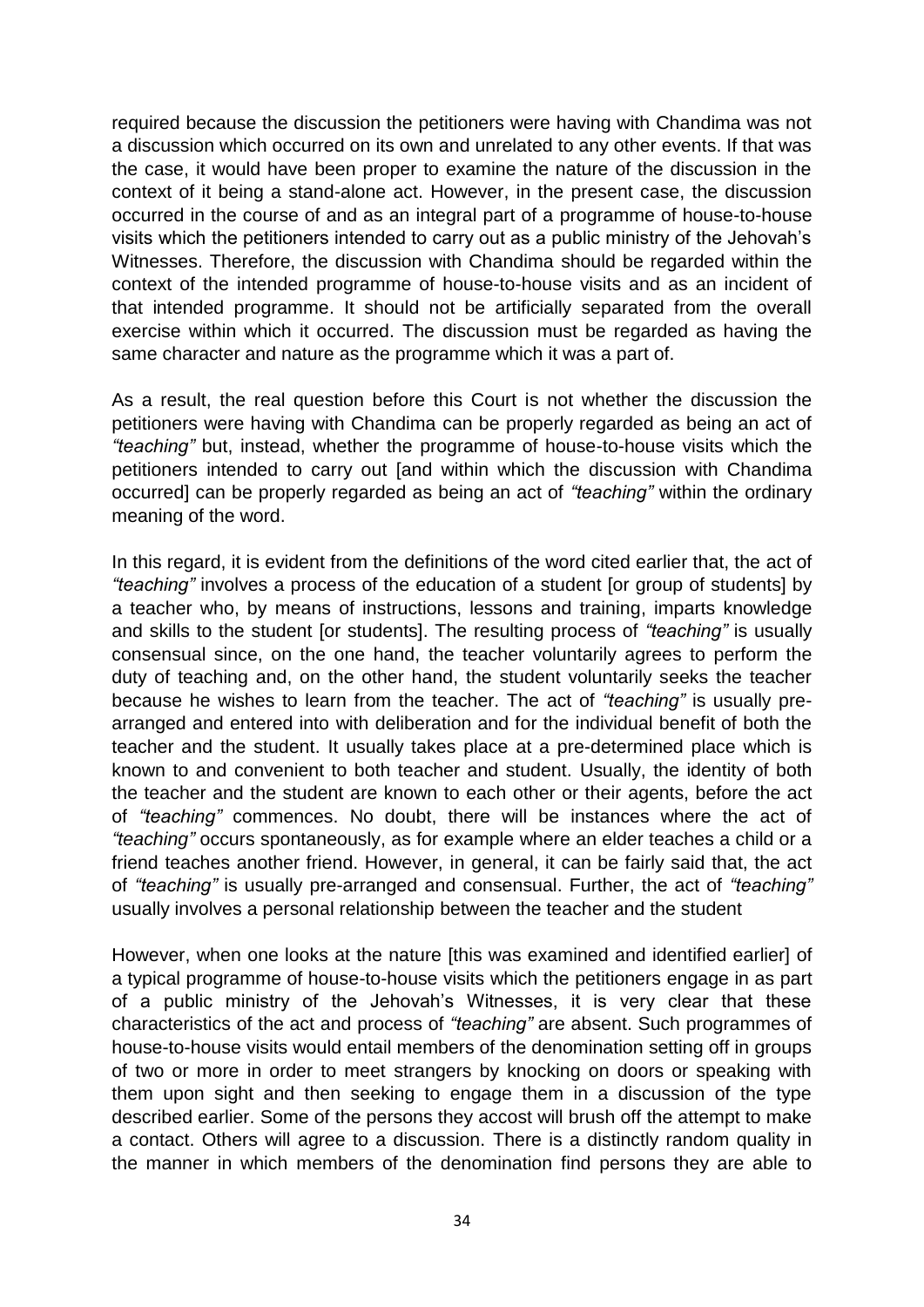required because the discussion the petitioners were having with Chandima was not a discussion which occurred on its own and unrelated to any other events. If that was the case, it would have been proper to examine the nature of the discussion in the context of it being a stand-alone act. However, in the present case, the discussion occurred in the course of and as an integral part of a programme of house-to-house visits which the petitioners intended to carry out as a public ministry of the Jehovah's Witnesses. Therefore, the discussion with Chandima should be regarded within the context of the intended programme of house-to-house visits and as an incident of that intended programme. It should not be artificially separated from the overall exercise within which it occurred. The discussion must be regarded as having the same character and nature as the programme which it was a part of.

As a result, the real question before this Court is not whether the discussion the petitioners were having with Chandima can be properly regarded as being an act of *"teaching"* but, instead, whether the programme of house-to-house visits which the petitioners intended to carry out [and within which the discussion with Chandima occurred] can be properly regarded as being an act of *"teaching"* within the ordinary meaning of the word.

In this regard, it is evident from the definitions of the word cited earlier that, the act of *"teaching"* involves a process of the education of a student [or group of students] by a teacher who, by means of instructions, lessons and training, imparts knowledge and skills to the student [or students]. The resulting process of *"teaching"* is usually consensual since, on the one hand, the teacher voluntarily agrees to perform the duty of teaching and, on the other hand, the student voluntarily seeks the teacher because he wishes to learn from the teacher. The act of *"teaching"* is usually pre-arranged and entered into with deliberation and for the individual benefit of both the teacher and the student. It usually takes place at a pre-determined place which is known to and convenient to both teacher and student. Usually, the identity of both the teacher and the student are known to each other or their agents, before the act of *"teaching"* commences. No doubt, there will be instances where the act of *"teaching"* occurs spontaneously, as for example where an elder teaches a child or a friend teaches another friend. However, in general, it can be fairly said that, the act of *"teaching"* is usually pre-arranged and consensual. Further, the act of *"teaching"* usually involves a personal relationship between the teacher and the student

However, when one looks at the nature [this was examined and identified earlier] of a typical programme of house-to-house visits which the petitioners engage in as part of a public ministry of the Jehovah's Witnesses, it is very clear that these characteristics of the act and process of *"teaching"* are absent. Such programmes of house-to-house visits would entail members of the denomination setting off in groups of two or more in order to meet strangers by knocking on doors or speaking with them upon sight and then seeking to engage them in a discussion of the type described earlier. Some of the persons they accost will brush off the attempt to make a contact. Others will agree to a discussion. There is a distinctly random quality in the manner in which members of the denomination find persons they are able to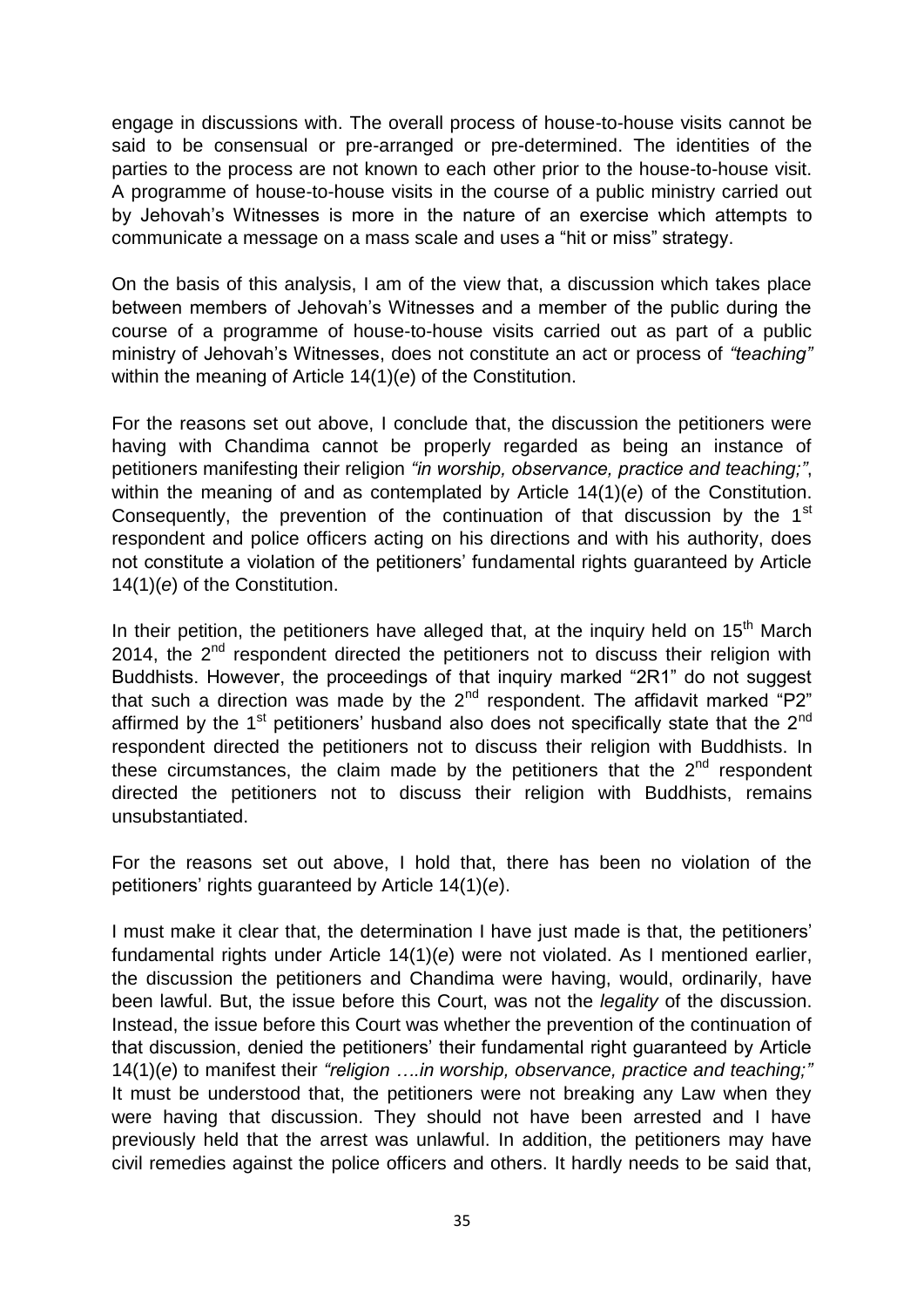engage in discussions with. The overall process of house-to-house visits cannot be said to be consensual or pre-arranged or pre-determined. The identities of the parties to the process are not known to each other prior to the house-to-house visit. A programme of house-to-house visits in the course of a public ministry carried out by Jehovah's Witnesses is more in the nature of an exercise which attempts to communicate a message on a mass scale and uses a "hit or miss" strategy.

On the basis of this analysis, I am of the view that, a discussion which takes place between members of Jehovah's Witnesses and a member of the public during the course of a programme of house-to-house visits carried out as part of a public ministry of Jehovah's Witnesses, does not constitute an act or process of *"teaching"* within the meaning of Article 14(1)(*e*) of the Constitution.

For the reasons set out above, I conclude that, the discussion the petitioners were having with Chandima cannot be properly regarded as being an instance of petitioners manifesting their religion *"in worship, observance, practice and teaching;"*, within the meaning of and as contemplated by Article 14(1)(*e*) of the Constitution. Consequently, the prevention of the continuation of that discussion by the 1st respondent and police officers acting on his directions and with his authority, does not constitute a violation of the petitioners' fundamental rights guaranteed by Article 14(1)(*e*) of the Constitution.

In their petition, the petitioners have alleged that, at the inquiry held on 15th March 2014, the 2nd respondent directed the petitioners not to discuss their religion with Buddhists. However, the proceedings of that inquiry marked "2R1" do not suggest that such a direction was made by the 2nd respondent. The affidavit marked "P2" affirmed by the 1st petitioners' husband also does not specifically state that the 2nd respondent directed the petitioners not to discuss their religion with Buddhists. In these circumstances, the claim made by the petitioners that the 2nd respondent directed the petitioners not to discuss their religion with Buddhists, remains unsubstantiated.

For the reasons set out above, I hold that, there has been no violation of the petitioners' rights guaranteed by Article 14(1)(*e*).

I must make it clear that, the determination I have just made is that, the petitioners' fundamental rights under Article 14(1)(*e*) were not violated. As I mentioned earlier, the discussion the petitioners and Chandima were having, would, ordinarily, have been lawful. But, the issue before this Court, was not the *legality* of the discussion. Instead, the issue before this Court was whether the prevention of the continuation of that discussion, denied the petitioners' their fundamental right guaranteed by Article 14(1)(*e*) to manifest their *"religion ….in worship, observance, practice and teaching;"* It must be understood that, the petitioners were not breaking any Law when they were having that discussion. They should not have been arrested and I have previously held that the arrest was unlawful. In addition, the petitioners may have civil remedies against the police officers and others. It hardly needs to be said that,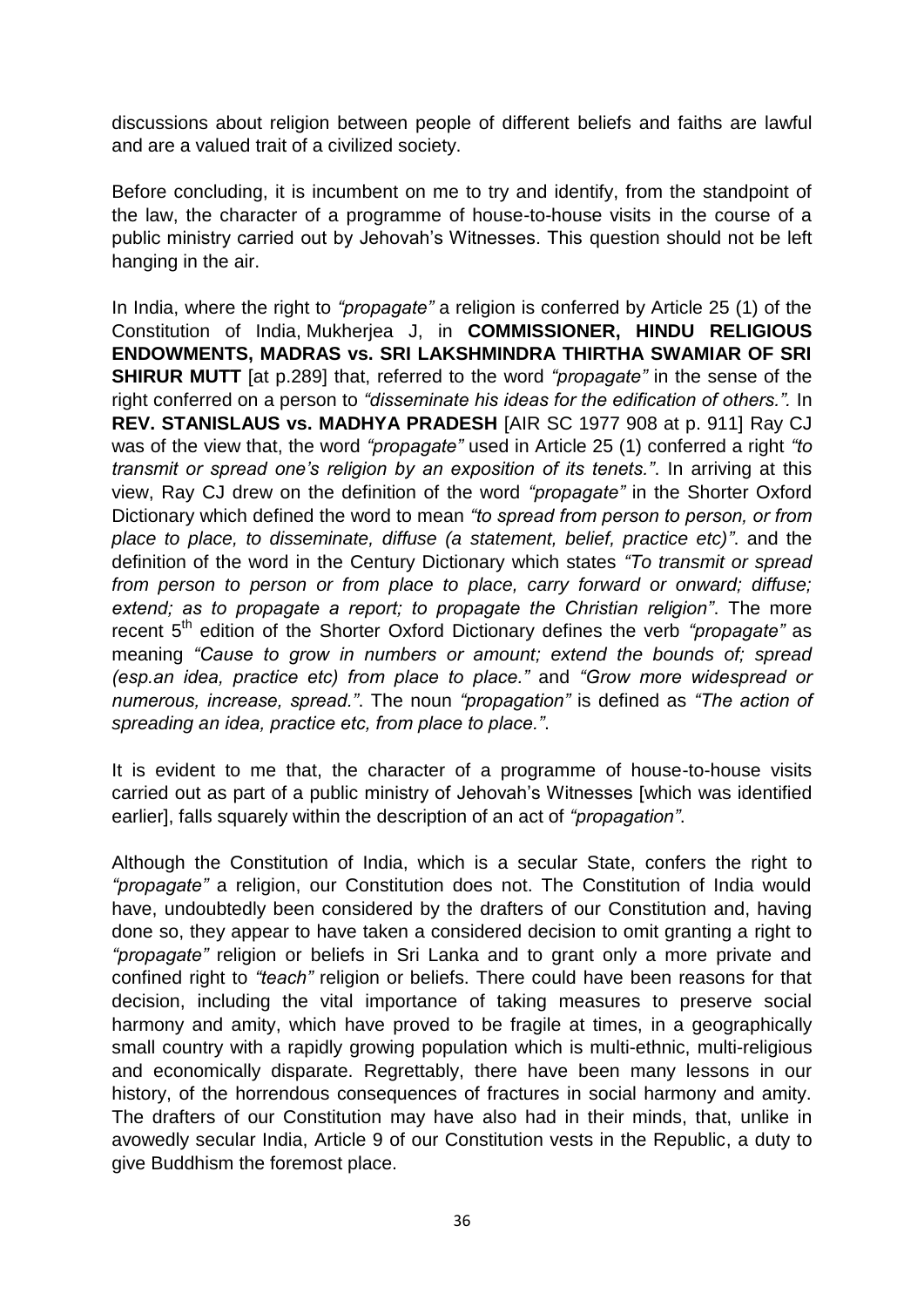discussions about religion between people of different beliefs and faiths are lawful and are a valued trait of a civilized society.

Before concluding, it is incumbent on me to try and identify, from the standpoint of the law, the character of a programme of house-to-house visits in the course of a public ministry carried out by Jehovah's Witnesses. This question should not be left hanging in the air.

In India, where the right to *"propagate"* a religion is conferred by Article 25 (1) of the Constitution of India, Mukherjea J, in **COMMISSIONER, HINDU RELIGIOUS ENDOWMENTS, MADRAS vs. SRI LAKSHMINDRA THIRTHA SWAMIAR OF SRI SHIRUR MUTT** [at p.289] that, referred to the word *"propagate"* in the sense of the right conferred on a person to *"disseminate his ideas for the edification of others."*. In **REV. STANISLAUS vs. MADHYA PRADESH** [AIR SC 1977 908 at p. 911] Ray CJ was of the view that, the word *"propagate"* used in Article 25 (1) conferred a right *"to transmit or spread one's religion by an exposition of its tenets."*. In arriving at this view, Ray CJ drew on the definition of the word *"propagate"* in the Shorter Oxford Dictionary which defined the word to mean *"to spread from person to person, or from place to place, to disseminate, diffuse (a statement, belief, practice etc)"*. and the definition of the word in the Century Dictionary which states *"To transmit or spread from person to person or from place to place, carry forward or onward; diffuse; extend; as to propagate a report; to propagate the Christian religion"*. The more recent 5th edition of the Shorter Oxford Dictionary defines the verb *"propagate"* as meaning *"Cause to grow in numbers or amount; extend the bounds of; spread (esp.an idea, practice etc) from place to place."* and *"Grow more widespread or numerous, increase, spread."*. The noun *"propagation"* is defined as *"The action of spreading an idea, practice etc, from place to place."*.

It is evident to me that, the character of a programme of house-to-house visits carried out as part of a public ministry of Jehovah's Witnesses [which was identified earlier], falls squarely within the description of an act of *"propagation"*.

Although the Constitution of India, which is a secular State, confers the right to *"propagate"* a religion, our Constitution does not. The Constitution of India would have, undoubtedly been considered by the drafters of our Constitution and, having done so, they appear to have taken a considered decision to omit granting a right to *"propagate"* religion or beliefs in Sri Lanka and to grant only a more private and confined right to *"teach"* religion or beliefs. There could have been reasons for that decision, including the vital importance of taking measures to preserve social harmony and amity, which have proved to be fragile at times, in a geographically small country with a rapidly growing population which is multi-ethnic, multi-religious and economically disparate. Regrettably, there have been many lessons in our history, of the horrendous consequences of fractures in social harmony and amity. The drafters of our Constitution may have also had in their minds, that, unlike in avowedly secular India, Article 9 of our Constitution vests in the Republic, a duty to give Buddhism the foremost place.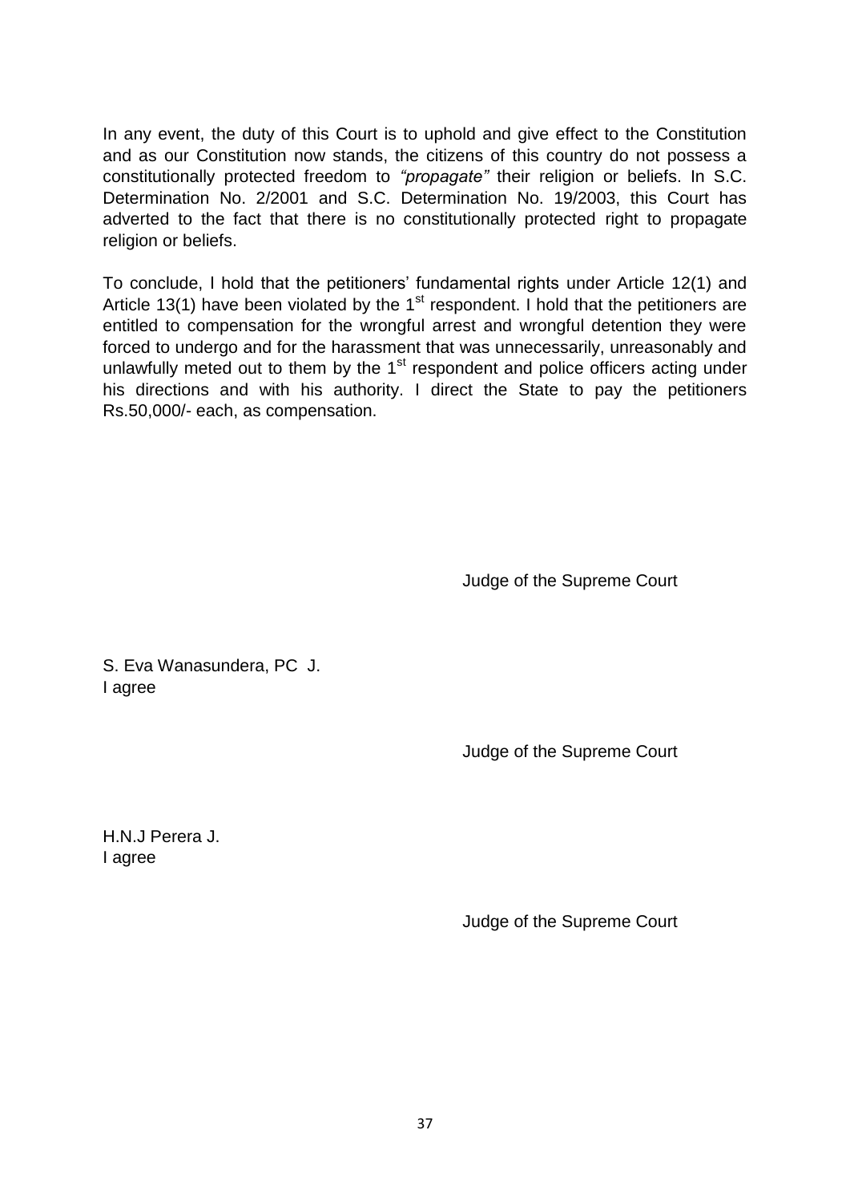In any event, the duty of this Court is to uphold and give effect to the Constitution and as our Constitution now stands, the citizens of this country do not possess a constitutionally protected freedom to *"propagate"* their religion or beliefs. In S.C. Determination No. 2/2001 and S.C. Determination No. 19/2003, this Court has adverted to the fact that there is no constitutionally protected right to propagate religion or beliefs.

To conclude, I hold that the petitioners' fundamental rights under Article 12(1) and Article 13(1) have been violated by the 1st respondent. I hold that the petitioners are entitled to compensation for the wrongful arrest and wrongful detention they were forced to undergo and for the harassment that was unnecessarily, unreasonably and unlawfully meted out to them by the 1st respondent and police officers acting under his directions and with his authority. I direct the State to pay the petitioners Rs.50,000/- each, as compensation.

Judge of the Supreme Court

S. Eva Wanasundera, PC J.
I agree

Judge of the Supreme Court

H.N.J Perera J.
I agree

Judge of the Supreme Court